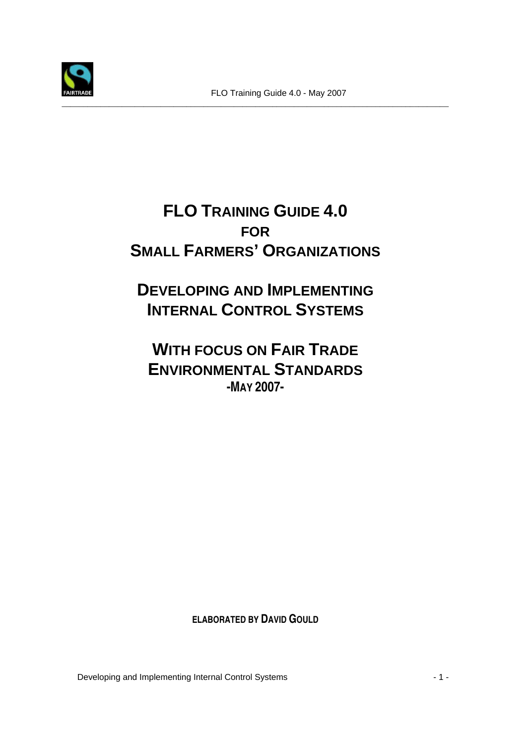# FLO Training Guide 4.0 for Small Farmers' Organizations

## Developing and Implementing Internal Control Systems

## With focus on Fair Trade Environmental Standards

**-May 2007-**

**Elaborated by David Gould**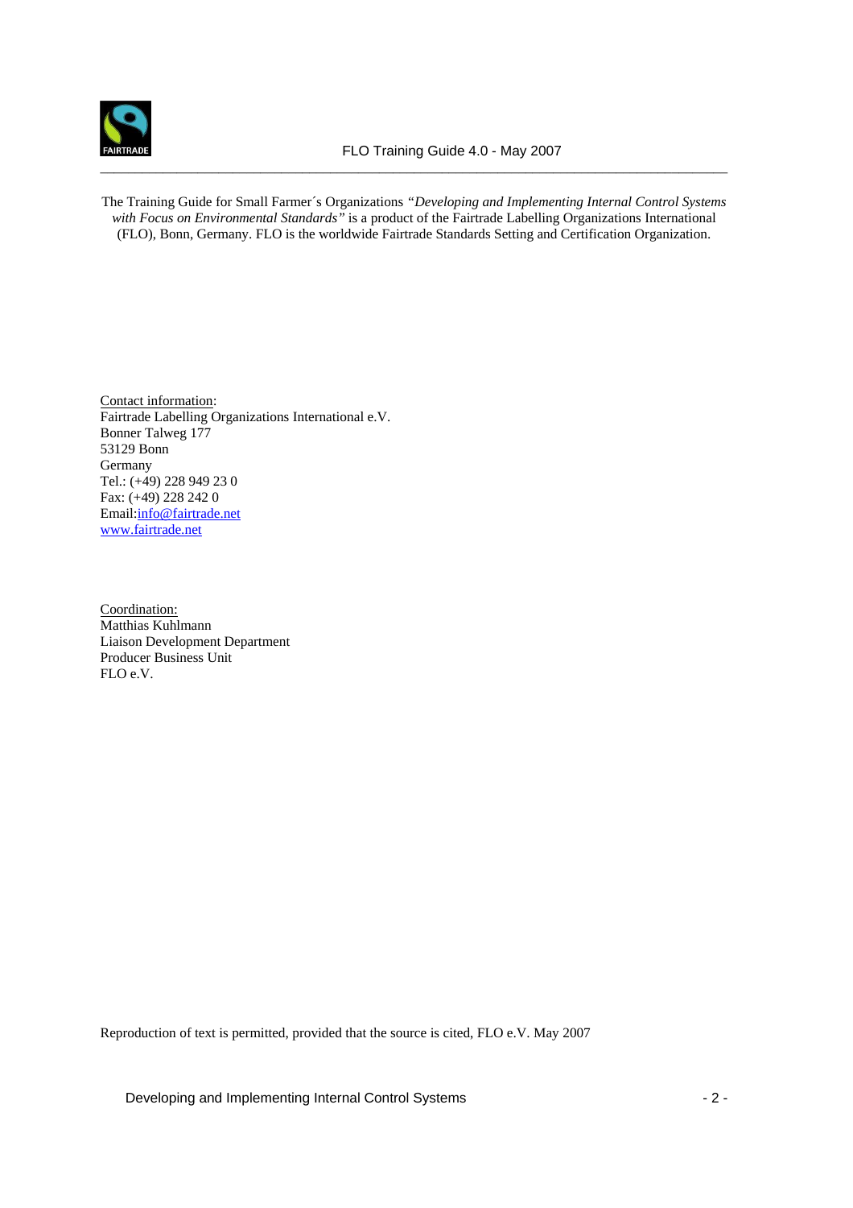The Training Guide for Small Farmer´s Organizations *"Developing and Implementing Internal Control Systems with Focus on Environmental Standards"* is a product of the Fairtrade Labelling Organizations International (FLO), Bonn, Germany. FLO is the worldwide Fairtrade Standards Setting and Certification Organization.

Contact information:
Fairtrade Labelling Organizations International e.V.
Bonner Talweg 177
53129 Bonn
Germany
Tel.: (+49) 228 949 23 0
Fax: (+49) 228 242 0
Email:info@fairtrade.net
www.fairtrade.net

Coordination:
Matthias Kuhlmann
Liaison Development Department
Producer Business Unit
FLO e.V.

Reproduction of text is permitted, provided that the source is cited, FLO e.V. May 2007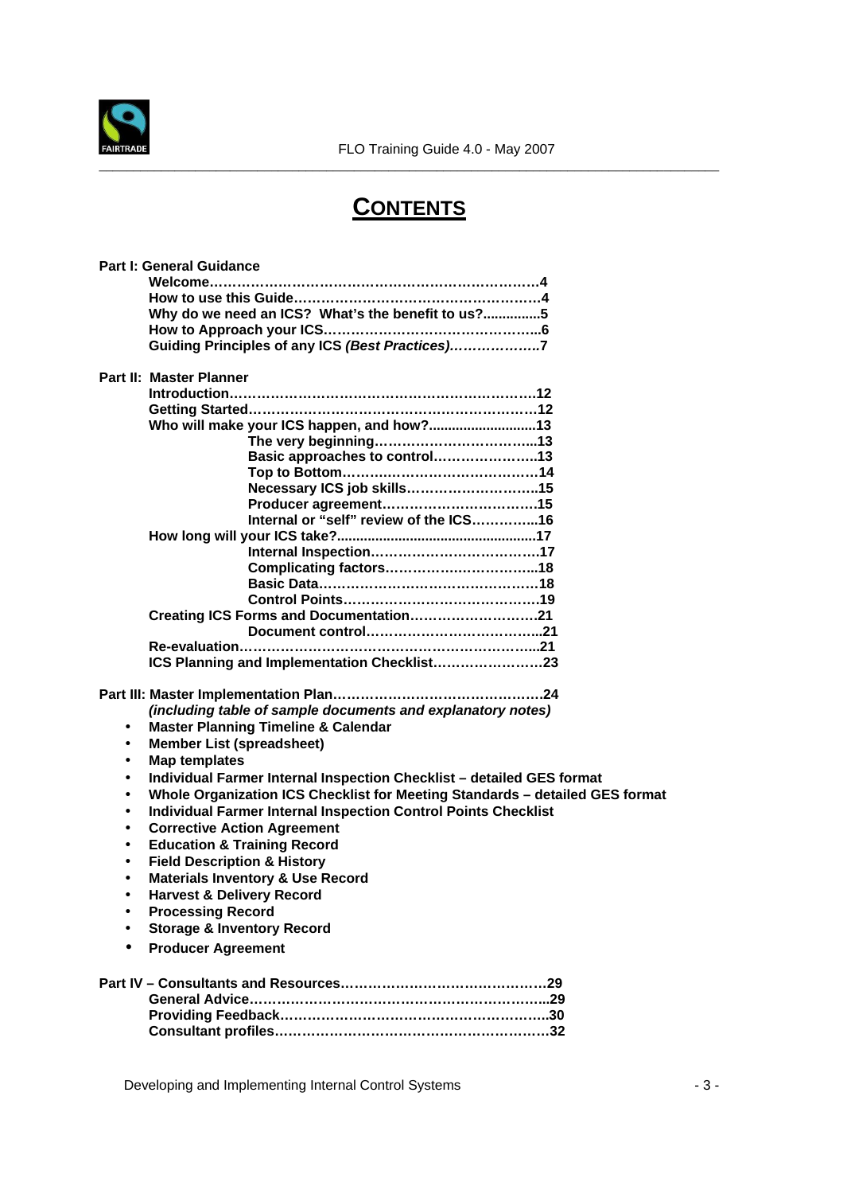# CONTENTS

**Part I: General Guidance**

- **Welcome……………………………………………………………….4**
- **How to use this Guide……………………………………………….4**
- **Why do we need an ICS? What's the benefit to us?..............5**
- **How to Approach your ICS………………………………………...6**
- **Guiding Principles of any ICS *(Best Practices)*……………….7**

**Part II: Master Planner**

- **Introduction………………………………………………………….12**
- **Getting Started………………………………………………………12**
- **Who will make your ICS happen, and how?...........................13**
  - **The very beginning……………………………...13**
  - **Basic approaches to control…………………..13**
  - **Top to Bottom……………………………………14**
  - **Necessary ICS job skills………………………..15**
  - **Producer agreement…………………………….15**
  - **Internal or "self" review of the ICS……………16**
- **How long will your ICS take?..................................................17**
  - **Internal Inspection……………………………….17**
  - **Complicating factors…………….……………...18**
  - **Basic Data………………………………………..18**
  - **Control Points……………………………………19**
- **Creating ICS Forms and Documentation……………………….21**
  - **Document control………………………………...21**
- **Re-evaluation………………………………………………………...21**
- **ICS Planning and Implementation Checklist……………………23**

**Part III: Master Implementation Plan………………………………………24**

***(including table of sample documents and explanatory notes)***

- **Master Planning Timeline & Calendar**
- **Member List (spreadsheet)**
- **Map templates**
- **Individual Farmer Internal Inspection Checklist – detailed GES format**
- **Whole Organization ICS Checklist for Meeting Standards – detailed GES format**
- **Individual Farmer Internal Inspection Control Points Checklist**
- **Corrective Action Agreement**
- **Education & Training Record**
- **Field Description & History**
- **Materials Inventory & Use Record**
- **Harvest & Delivery Record**
- **Processing Record**
- **Storage & Inventory Record**
- **Producer Agreement**

**Part IV – Consultants and Resources………………………………………29**

- **General Advice…………………………………………………………..29**
- **Providing Feedback…………………………………………………….30**
- **Consultant profiles……………………………………………………..32**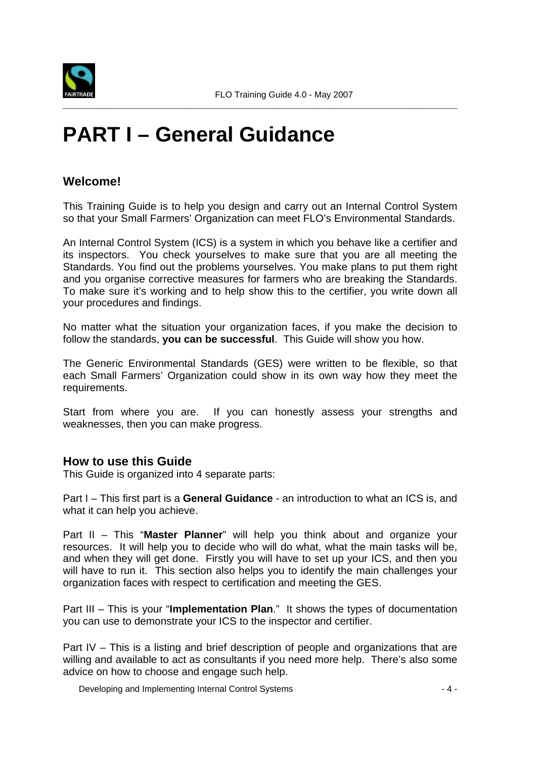# PART I – General Guidance

## Welcome!

This Training Guide is to help you design and carry out an Internal Control System so that your Small Farmers' Organization can meet FLO's Environmental Standards.

An Internal Control System (ICS) is a system in which you behave like a certifier and its inspectors. You check yourselves to make sure that you are all meeting the Standards. You find out the problems yourselves. You make plans to put them right and you organise corrective measures for farmers who are breaking the Standards. To make sure it's working and to help show this to the certifier, you write down all your procedures and findings.

No matter what the situation your organization faces, if you make the decision to follow the standards, **you can be successful**. This Guide will show you how.

The Generic Environmental Standards (GES) were written to be flexible, so that each Small Farmers' Organization could show in its own way how they meet the requirements.

Start from where you are. If you can honestly assess your strengths and weaknesses, then you can make progress.

## How to use this Guide

This Guide is organized into 4 separate parts:

Part I – This first part is a **General Guidance** - an introduction to what an ICS is, and what it can help you achieve.

Part II – This "**Master Planner**" will help you think about and organize your resources. It will help you to decide who will do what, what the main tasks will be, and when they will get done. Firstly you will have to set up your ICS, and then you will have to run it. This section also helps you to identify the main challenges your organization faces with respect to certification and meeting the GES.

Part III – This is your "**Implementation Plan**." It shows the types of documentation you can use to demonstrate your ICS to the inspector and certifier.

Part IV – This is a listing and brief description of people and organizations that are willing and available to act as consultants if you need more help. There's also some advice on how to choose and engage such help.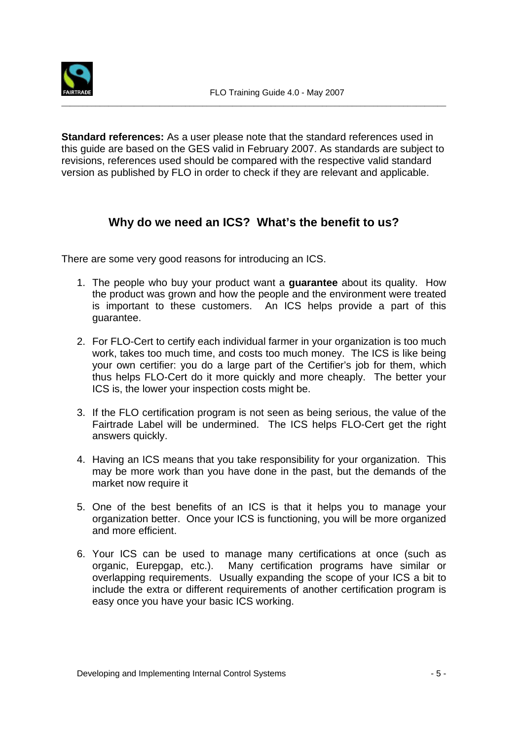**Standard references:** As a user please note that the standard references used in this guide are based on the GES valid in February 2007. As standards are subject to revisions, references used should be compared with the respective valid standard version as published by FLO in order to check if they are relevant and applicable.

## Why do we need an ICS? What's the benefit to us?

There are some very good reasons for introducing an ICS.

1. The people who buy your product want a **guarantee** about its quality. How the product was grown and how the people and the environment were treated is important to these customers. An ICS helps provide a part of this guarantee.

2. For FLO-Cert to certify each individual farmer in your organization is too much work, takes too much time, and costs too much money. The ICS is like being your own certifier: you do a large part of the Certifier's job for them, which thus helps FLO-Cert do it more quickly and more cheaply. The better your ICS is, the lower your inspection costs might be.

3. If the FLO certification program is not seen as being serious, the value of the Fairtrade Label will be undermined. The ICS helps FLO-Cert get the right answers quickly.

4. Having an ICS means that you take responsibility for your organization. This may be more work than you have done in the past, but the demands of the market now require it

5. One of the best benefits of an ICS is that it helps you to manage your organization better. Once your ICS is functioning, you will be more organized and more efficient.

6. Your ICS can be used to manage many certifications at once (such as organic, Eurepgap, etc.). Many certification programs have similar or overlapping requirements. Usually expanding the scope of your ICS a bit to include the extra or different requirements of another certification program is easy once you have your basic ICS working.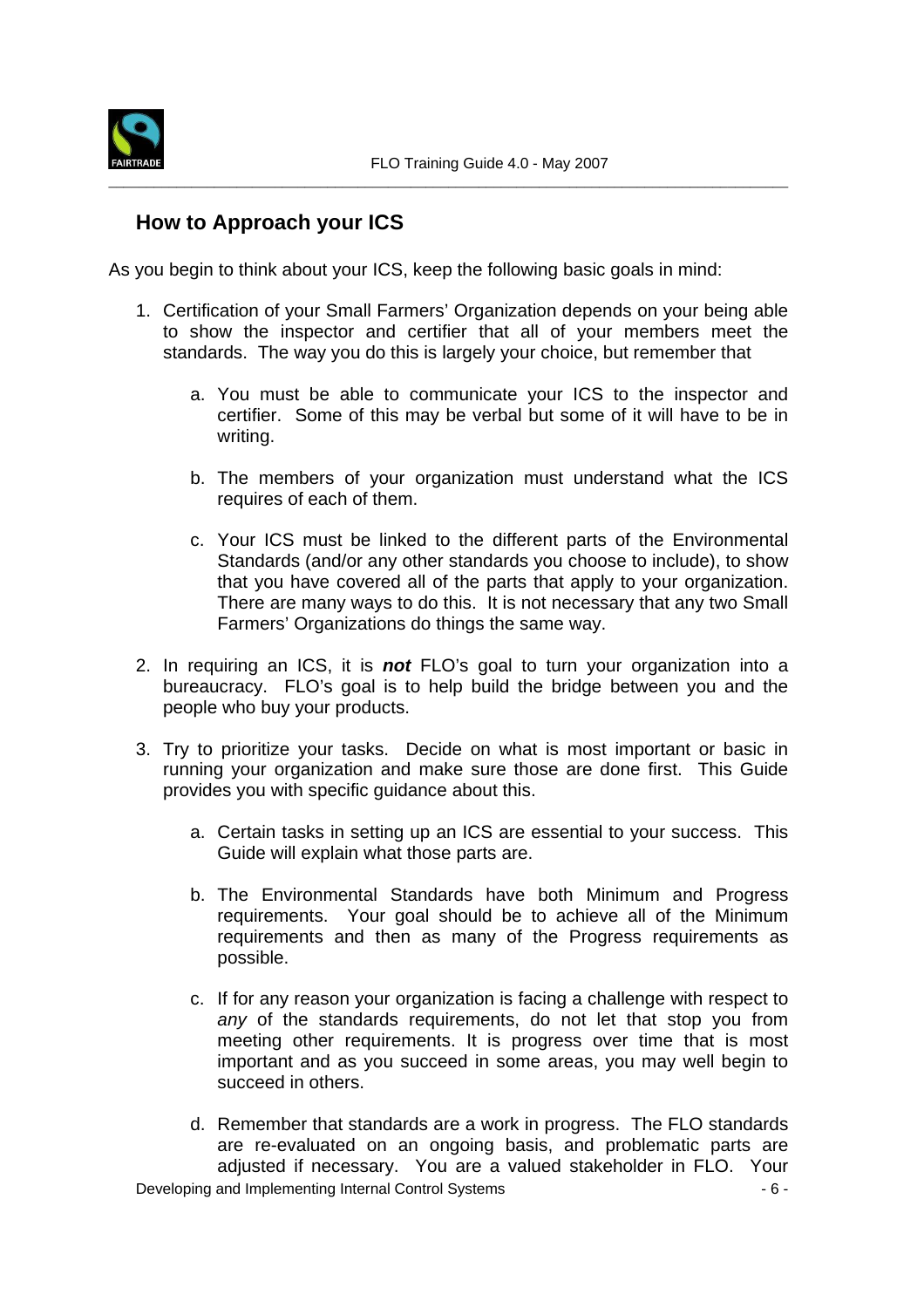## How to Approach your ICS

As you begin to think about your ICS, keep the following basic goals in mind:

1. Certification of your Small Farmers' Organization depends on your being able to show the inspector and certifier that all of your members meet the standards. The way you do this is largely your choice, but remember that

    a. You must be able to communicate your ICS to the inspector and certifier. Some of this may be verbal but some of it will have to be in writing.

    b. The members of your organization must understand what the ICS requires of each of them.

    c. Your ICS must be linked to the different parts of the Environmental Standards (and/or any other standards you choose to include), to show that you have covered all of the parts that apply to your organization. There are many ways to do this. It is not necessary that any two Small Farmers' Organizations do things the same way.

2. In requiring an ICS, it is ***not*** FLO's goal to turn your organization into a bureaucracy. FLO's goal is to help build the bridge between you and the people who buy your products.

3. Try to prioritize your tasks. Decide on what is most important or basic in running your organization and make sure those are done first. This Guide provides you with specific guidance about this.

    a. Certain tasks in setting up an ICS are essential to your success. This Guide will explain what those parts are.

    b. The Environmental Standards have both Minimum and Progress requirements. Your goal should be to achieve all of the Minimum requirements and then as many of the Progress requirements as possible.

    c. If for any reason your organization is facing a challenge with respect to *any* of the standards requirements, do not let that stop you from meeting other requirements. It is progress over time that is most important and as you succeed in some areas, you may well begin to succeed in others.

    d. Remember that standards are a work in progress. The FLO standards are re-evaluated on an ongoing basis, and problematic parts are adjusted if necessary. You are a valued stakeholder in FLO. Your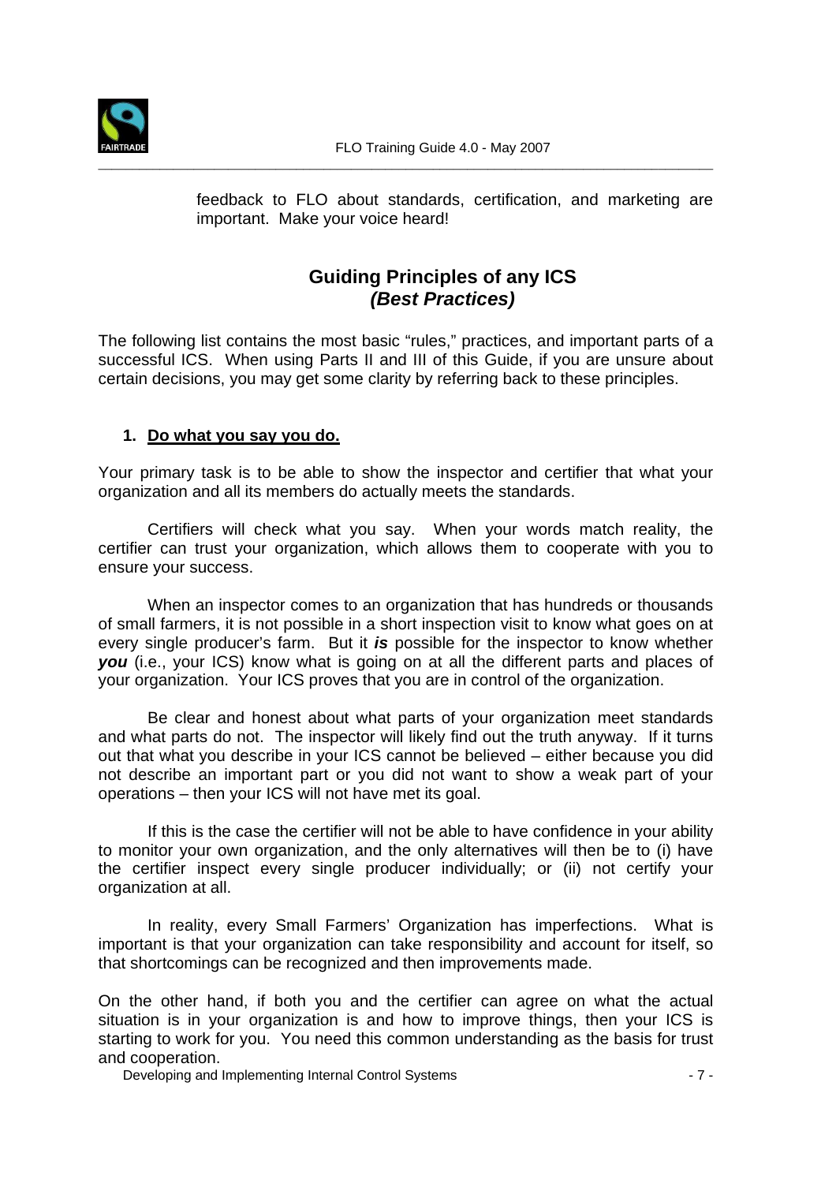feedback to FLO about standards, certification, and marketing are important. Make your voice heard!

## Guiding Principles of any ICS
## *(Best Practices)*

The following list contains the most basic “rules,” practices, and important parts of a successful ICS. When using Parts II and III of this Guide, if you are unsure about certain decisions, you may get some clarity by referring back to these principles.

### 1. Do what you say you do.

Your primary task is to be able to show the inspector and certifier that what your organization and all its members do actually meets the standards.

Certifiers will check what you say. When your words match reality, the certifier can trust your organization, which allows them to cooperate with you to ensure your success.

When an inspector comes to an organization that has hundreds or thousands of small farmers, it is not possible in a short inspection visit to know what goes on at every single producer’s farm. But it ***is*** possible for the inspector to know whether ***you*** (i.e., your ICS) know what is going on at all the different parts and places of your organization. Your ICS proves that you are in control of the organization.

Be clear and honest about what parts of your organization meet standards and what parts do not. The inspector will likely find out the truth anyway. If it turns out that what you describe in your ICS cannot be believed – either because you did not describe an important part or you did not want to show a weak part of your operations – then your ICS will not have met its goal.

If this is the case the certifier will not be able to have confidence in your ability to monitor your own organization, and the only alternatives will then be to (i) have the certifier inspect every single producer individually; or (ii) not certify your organization at all.

In reality, every Small Farmers’ Organization has imperfections. What is important is that your organization can take responsibility and account for itself, so that shortcomings can be recognized and then improvements made.

On the other hand, if both you and the certifier can agree on what the actual situation is in your organization is and how to improve things, then your ICS is starting to work for you. You need this common understanding as the basis for trust and cooperation.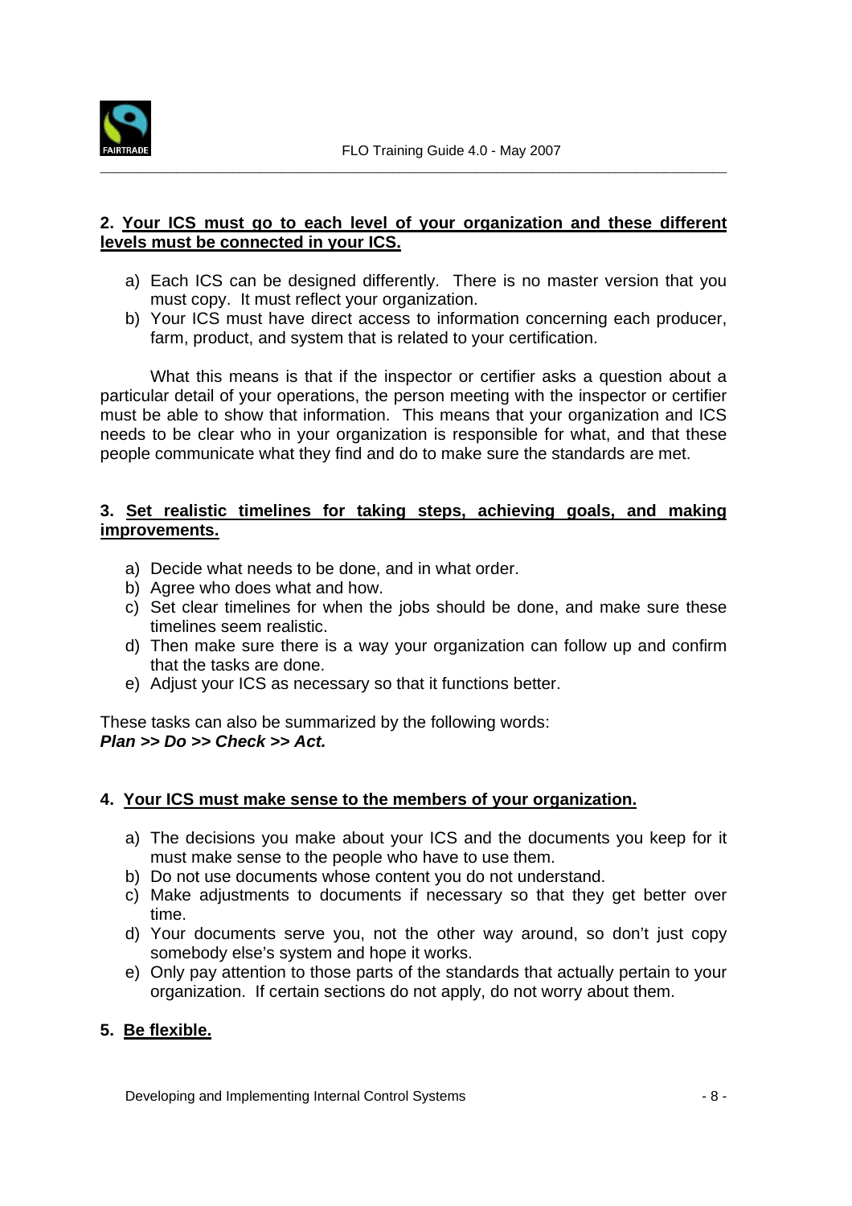**2. <u>Your ICS must go to each level of your organization and these different levels must be connected in your ICS.</u>**

a) Each ICS can be designed differently. There is no master version that you must copy. It must reflect your organization.
b) Your ICS must have direct access to information concerning each producer, farm, product, and system that is related to your certification.

What this means is that if the inspector or certifier asks a question about a particular detail of your operations, the person meeting with the inspector or certifier must be able to show that information. This means that your organization and ICS needs to be clear who in your organization is responsible for what, and that these people communicate what they find and do to make sure the standards are met.

**3. <u>Set realistic timelines for taking steps, achieving goals, and making improvements.</u>**

a) Decide what needs to be done, and in what order.
b) Agree who does what and how.
c) Set clear timelines for when the jobs should be done, and make sure these timelines seem realistic.
d) Then make sure there is a way your organization can follow up and confirm that the tasks are done.
e) Adjust your ICS as necessary so that it functions better.

These tasks can also be summarized by the following words:
***Plan >> Do >> Check >> Act.***

**4. <u>Your ICS must make sense to the members of your organization.</u>**

a) The decisions you make about your ICS and the documents you keep for it must make sense to the people who have to use them.
b) Do not use documents whose content you do not understand.
c) Make adjustments to documents if necessary so that they get better over time.
d) Your documents serve you, not the other way around, so don't just copy somebody else's system and hope it works.
e) Only pay attention to those parts of the standards that actually pertain to your organization. If certain sections do not apply, do not worry about them.

**5. <u>Be flexible.</u>**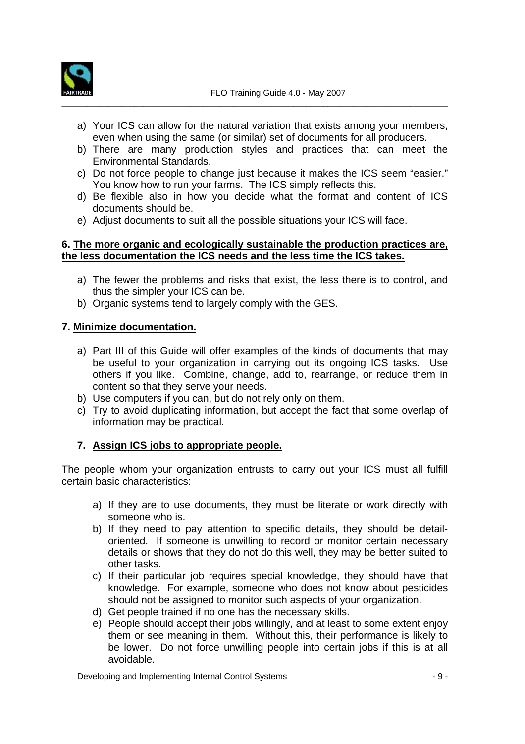a) Your ICS can allow for the natural variation that exists among your members, even when using the same (or similar) set of documents for all producers.
b) There are many production styles and practices that can meet the Environmental Standards.
c) Do not force people to change just because it makes the ICS seem "easier." You know how to run your farms. The ICS simply reflects this.
d) Be flexible also in how you decide what the format and content of ICS documents should be.
e) Adjust documents to suit all the possible situations your ICS will face.

**6. The more organic and ecologically sustainable the production practices are, the less documentation the ICS needs and the less time the ICS takes.**

a) The fewer the problems and risks that exist, the less there is to control, and thus the simpler your ICS can be.
b) Organic systems tend to largely comply with the GES.

**7. Minimize documentation.**

a) Part III of this Guide will offer examples of the kinds of documents that may be useful to your organization in carrying out its ongoing ICS tasks. Use others if you like. Combine, change, add to, rearrange, or reduce them in content so that they serve your needs.
b) Use computers if you can, but do not rely only on them.
c) Try to avoid duplicating information, but accept the fact that some overlap of information may be practical.

**7. Assign ICS jobs to appropriate people.**

The people whom your organization entrusts to carry out your ICS must all fulfill certain basic characteristics:

a) If they are to use documents, they must be literate or work directly with someone who is.
b) If they need to pay attention to specific details, they should be detail-oriented. If someone is unwilling to record or monitor certain necessary details or shows that they do not do this well, they may be better suited to other tasks.
c) If their particular job requires special knowledge, they should have that knowledge. For example, someone who does not know about pesticides should not be assigned to monitor such aspects of your organization.
d) Get people trained if no one has the necessary skills.
e) People should accept their jobs willingly, and at least to some extent enjoy them or see meaning in them. Without this, their performance is likely to be lower. Do not force unwilling people into certain jobs if this is at all avoidable.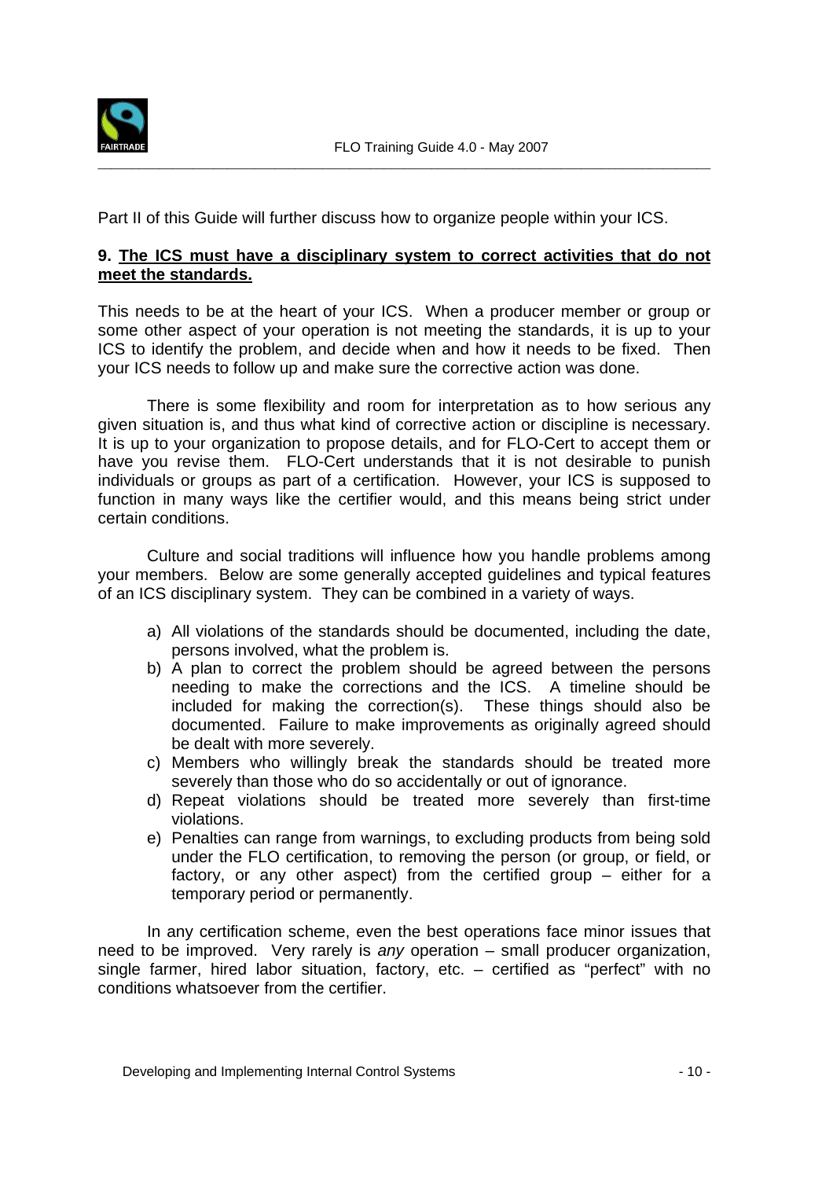Part II of this Guide will further discuss how to organize people within your ICS.

**9. <u>The ICS must have a disciplinary system to correct activities that do not meet the standards.</u>**

This needs to be at the heart of your ICS. When a producer member or group or some other aspect of your operation is not meeting the standards, it is up to your ICS to identify the problem, and decide when and how it needs to be fixed. Then your ICS needs to follow up and make sure the corrective action was done.

There is some flexibility and room for interpretation as to how serious any given situation is, and thus what kind of corrective action or discipline is necessary. It is up to your organization to propose details, and for FLO-Cert to accept them or have you revise them. FLO-Cert understands that it is not desirable to punish individuals or groups as part of a certification. However, your ICS is supposed to function in many ways like the certifier would, and this means being strict under certain conditions.

Culture and social traditions will influence how you handle problems among your members. Below are some generally accepted guidelines and typical features of an ICS disciplinary system. They can be combined in a variety of ways.

a) All violations of the standards should be documented, including the date, persons involved, what the problem is.
b) A plan to correct the problem should be agreed between the persons needing to make the corrections and the ICS. A timeline should be included for making the correction(s). These things should also be documented. Failure to make improvements as originally agreed should be dealt with more severely.
c) Members who willingly break the standards should be treated more severely than those who do so accidentally or out of ignorance.
d) Repeat violations should be treated more severely than first-time violations.
e) Penalties can range from warnings, to excluding products from being sold under the FLO certification, to removing the person (or group, or field, or factory, or any other aspect) from the certified group – either for a temporary period or permanently.

In any certification scheme, even the best operations face minor issues that need to be improved. Very rarely is *any* operation – small producer organization, single farmer, hired labor situation, factory, etc. – certified as "perfect" with no conditions whatsoever from the certifier.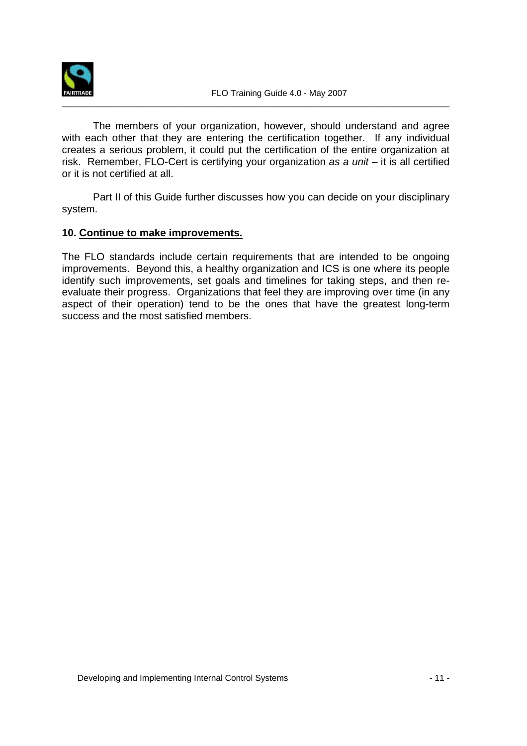The members of your organization, however, should understand and agree with each other that they are entering the certification together. If any individual creates a serious problem, it could put the certification of the entire organization at risk. Remember, FLO-Cert is certifying your organization *as a unit* – it is all certified or it is not certified at all.

Part II of this Guide further discusses how you can decide on your disciplinary system.

**10. <u>Continue to make improvements.</u>**

The FLO standards include certain requirements that are intended to be ongoing improvements. Beyond this, a healthy organization and ICS is one where its people identify such improvements, set goals and timelines for taking steps, and then re-evaluate their progress. Organizations that feel they are improving over time (in any aspect of their operation) tend to be the ones that have the greatest long-term success and the most satisfied members.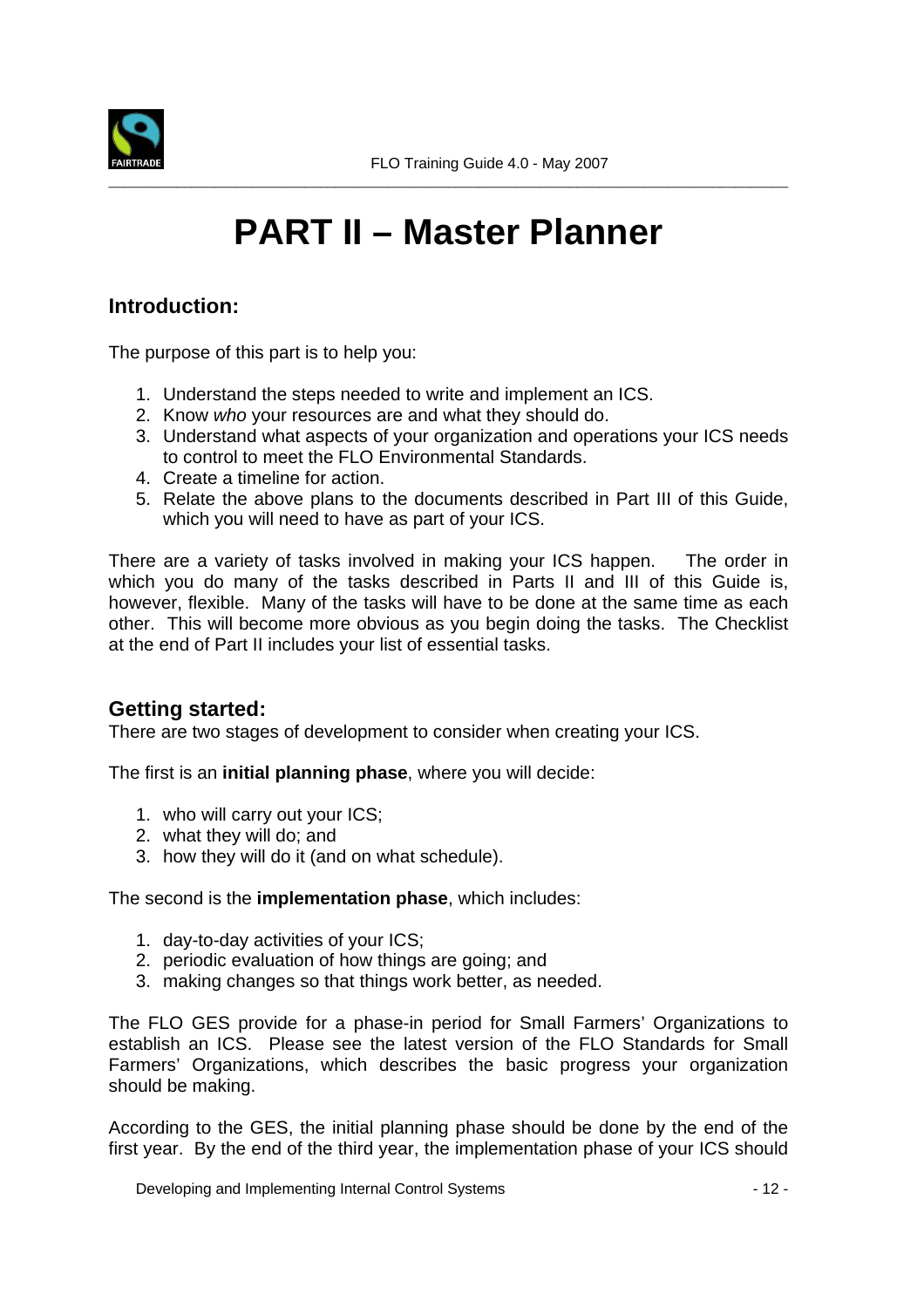# PART II – Master Planner

## Introduction:

The purpose of this part is to help you:

1. Understand the steps needed to write and implement an ICS.
2. Know *who* your resources are and what they should do.
3. Understand what aspects of your organization and operations your ICS needs to control to meet the FLO Environmental Standards.
4. Create a timeline for action.
5. Relate the above plans to the documents described in Part III of this Guide, which you will need to have as part of your ICS.

There are a variety of tasks involved in making your ICS happen. The order in which you do many of the tasks described in Parts II and III of this Guide is, however, flexible. Many of the tasks will have to be done at the same time as each other. This will become more obvious as you begin doing the tasks. The Checklist at the end of Part II includes your list of essential tasks.

## Getting started:

There are two stages of development to consider when creating your ICS.

The first is an **initial planning phase**, where you will decide:

1. who will carry out your ICS;
2. what they will do; and
3. how they will do it (and on what schedule).

The second is the **implementation phase**, which includes:

1. day-to-day activities of your ICS;
2. periodic evaluation of how things are going; and
3. making changes so that things work better, as needed.

The FLO GES provide for a phase-in period for Small Farmers' Organizations to establish an ICS. Please see the latest version of the FLO Standards for Small Farmers' Organizations, which describes the basic progress your organization should be making.

According to the GES, the initial planning phase should be done by the end of the first year. By the end of the third year, the implementation phase of your ICS should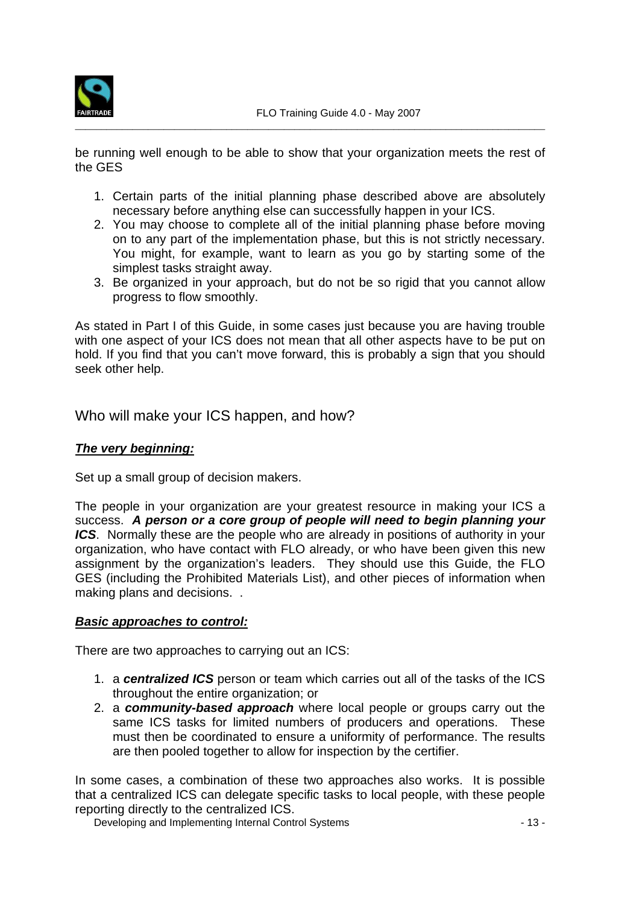be running well enough to be able to show that your organization meets the rest of the GES

1. Certain parts of the initial planning phase described above are absolutely necessary before anything else can successfully happen in your ICS.
2. You may choose to complete all of the initial planning phase before moving on to any part of the implementation phase, but this is not strictly necessary. You might, for example, want to learn as you go by starting some of the simplest tasks straight away.
3. Be organized in your approach, but do not be so rigid that you cannot allow progress to flow smoothly.

As stated in Part I of this Guide, in some cases just because you are having trouble with one aspect of your ICS does not mean that all other aspects have to be put on hold. If you find that you can't move forward, this is probably a sign that you should seek other help.

## Who will make your ICS happen, and how?

***The very beginning:***

Set up a small group of decision makers.

The people in your organization are your greatest resource in making your ICS a success. ***A person or a core group of people will need to begin planning your ICS***. Normally these are the people who are already in positions of authority in your organization, who have contact with FLO already, or who have been given this new assignment by the organization's leaders. They should use this Guide, the FLO GES (including the Prohibited Materials List), and other pieces of information when making plans and decisions. .

***Basic approaches to control:***

There are two approaches to carrying out an ICS:

1. a ***centralized ICS*** person or team which carries out all of the tasks of the ICS throughout the entire organization; or
2. a ***community-based approach*** where local people or groups carry out the same ICS tasks for limited numbers of producers and operations. These must then be coordinated to ensure a uniformity of performance. The results are then pooled together to allow for inspection by the certifier.

In some cases, a combination of these two approaches also works. It is possible that a centralized ICS can delegate specific tasks to local people, with these people reporting directly to the centralized ICS.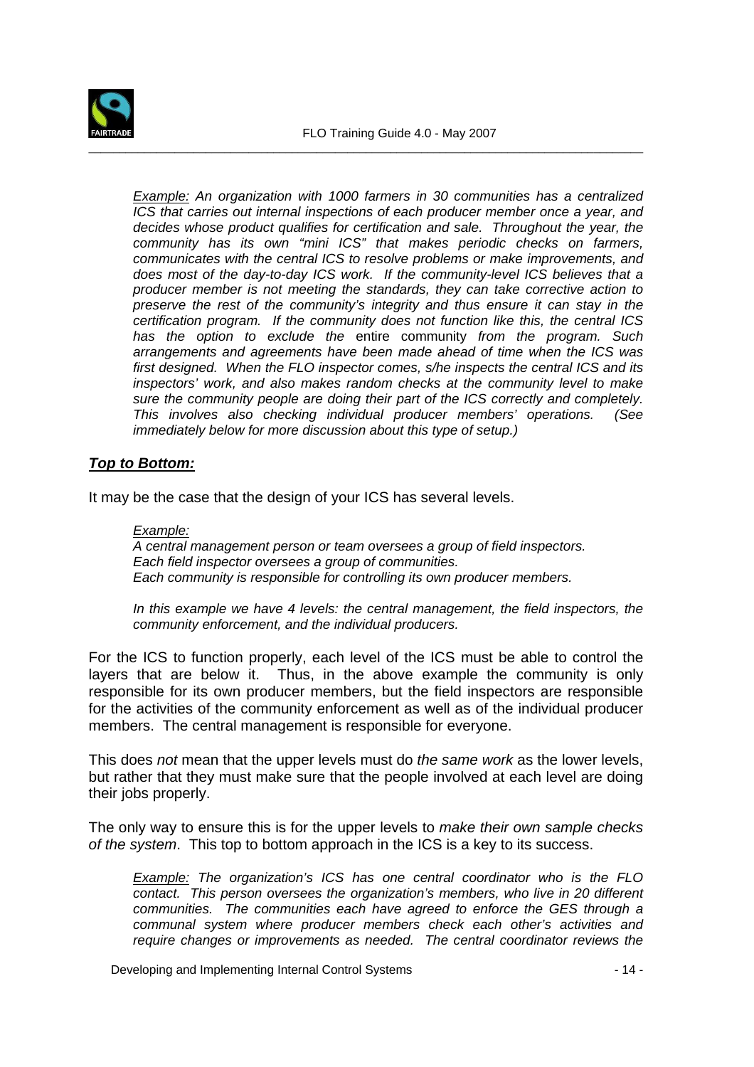*<u>Example:</u> An organization with 1000 farmers in 30 communities has a centralized ICS that carries out internal inspections of each producer member once a year, and decides whose product qualifies for certification and sale. Throughout the year, the community has its own "mini ICS" that makes periodic checks on farmers, communicates with the central ICS to resolve problems or make improvements, and does most of the day-to-day ICS work. If the community-level ICS believes that a producer member is not meeting the standards, they can take corrective action to preserve the rest of the community's integrity and thus ensure it can stay in the certification program. If the community does not function like this, the central ICS has the option to exclude the* entire community *from the program. Such arrangements and agreements have been made ahead of time when the ICS was first designed. When the FLO inspector comes, s/he inspects the central ICS and its inspectors' work, and also makes random checks at the community level to make sure the community people are doing their part of the ICS correctly and completely. This involves also checking individual producer members' operations. (See immediately below for more discussion about this type of setup.)*

## ***<u>Top to Bottom:</u>***

It may be the case that the design of your ICS has several levels.

*<u>Example:</u>*
*A central management person or team oversees a group of field inspectors.*
*Each field inspector oversees a group of communities.*
*Each community is responsible for controlling its own producer members.*

*In this example we have 4 levels: the central management, the field inspectors, the community enforcement, and the individual producers.*

For the ICS to function properly, each level of the ICS must be able to control the layers that are below it. Thus, in the above example the community is only responsible for its own producer members, but the field inspectors are responsible for the activities of the community enforcement as well as of the individual producer members. The central management is responsible for everyone.

This does *not* mean that the upper levels must do *the same work* as the lower levels, but rather that they must make sure that the people involved at each level are doing their jobs properly.

The only way to ensure this is for the upper levels to *make their own sample checks of the system*. This top to bottom approach in the ICS is a key to its success.

*<u>Example:</u> The organization's ICS has one central coordinator who is the FLO contact. This person oversees the organization's members, who live in 20 different communities. The communities each have agreed to enforce the GES through a communal system where producer members check each other's activities and require changes or improvements as needed. The central coordinator reviews the*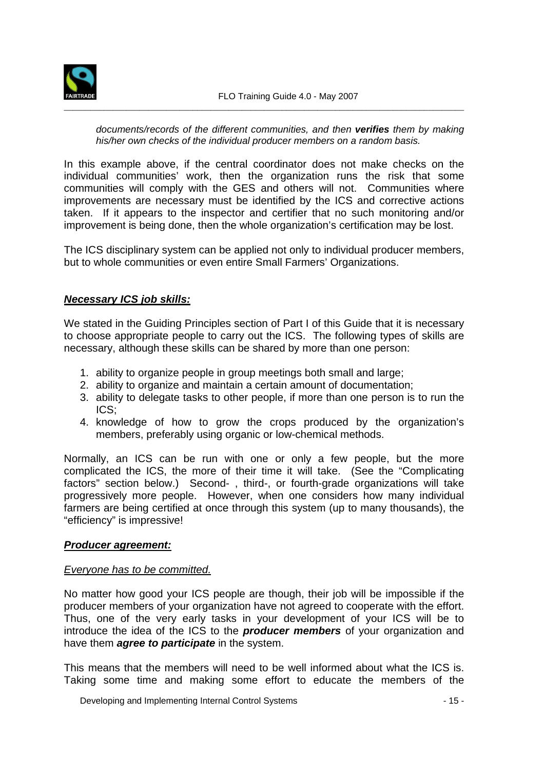*documents/records of the different communities, and then **verifies** them by making his/her own checks of the individual producer members on a random basis.*

In this example above, if the central coordinator does not make checks on the individual communities' work, then the organization runs the risk that some communities will comply with the GES and others will not. Communities where improvements are necessary must be identified by the ICS and corrective actions taken. If it appears to the inspector and certifier that no such monitoring and/or improvement is being done, then the whole organization's certification may be lost.

The ICS disciplinary system can be applied not only to individual producer members, but to whole communities or even entire Small Farmers' Organizations.

### ***<u>Necessary ICS job skills:</u>***

We stated in the Guiding Principles section of Part I of this Guide that it is necessary to choose appropriate people to carry out the ICS. The following types of skills are necessary, although these skills can be shared by more than one person:

1. ability to organize people in group meetings both small and large;
2. ability to organize and maintain a certain amount of documentation;
3. ability to delegate tasks to other people, if more than one person is to run the ICS;
4. knowledge of how to grow the crops produced by the organization's members, preferably using organic or low-chemical methods.

Normally, an ICS can be run with one or only a few people, but the more complicated the ICS, the more of their time it will take. (See the "Complicating factors" section below.) Second- , third-, or fourth-grade organizations will take progressively more people. However, when one considers how many individual farmers are being certified at once through this system (up to many thousands), the "efficiency" is impressive!

### ***<u>Producer agreement:</u>***

*<u>Everyone has to be committed.</u>*

No matter how good your ICS people are though, their job will be impossible if the producer members of your organization have not agreed to cooperate with the effort. Thus, one of the very early tasks in your development of your ICS will be to introduce the idea of the ICS to the ***producer members*** of your organization and have them ***agree to participate*** in the system.

This means that the members will need to be well informed about what the ICS is. Taking some time and making some effort to educate the members of the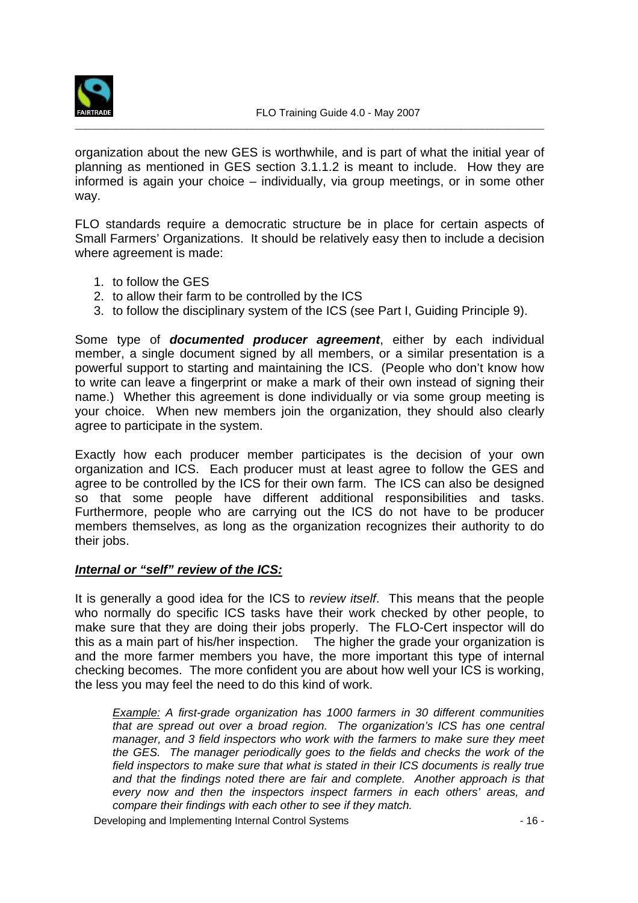organization about the new GES is worthwhile, and is part of what the initial year of planning as mentioned in GES section 3.1.1.2 is meant to include. How they are informed is again your choice – individually, via group meetings, or in some other way.

FLO standards require a democratic structure be in place for certain aspects of Small Farmers' Organizations. It should be relatively easy then to include a decision where agreement is made:

1. to follow the GES
2. to allow their farm to be controlled by the ICS
3. to follow the disciplinary system of the ICS (see Part I, Guiding Principle 9).

Some type of ***documented producer agreement***, either by each individual member, a single document signed by all members, or a similar presentation is a powerful support to starting and maintaining the ICS. (People who don't know how to write can leave a fingerprint or make a mark of their own instead of signing their name.) Whether this agreement is done individually or via some group meeting is your choice. When new members join the organization, they should also clearly agree to participate in the system.

Exactly how each producer member participates is the decision of your own organization and ICS. Each producer must at least agree to follow the GES and agree to be controlled by the ICS for their own farm. The ICS can also be designed so that some people have different additional responsibilities and tasks. Furthermore, people who are carrying out the ICS do not have to be producer members themselves, as long as the organization recognizes their authority to do their jobs.

***<u>Internal or "self" review of the ICS:</u>***

It is generally a good idea for the ICS to *review itself*. This means that the people who normally do specific ICS tasks have their work checked by other people, to make sure that they are doing their jobs properly. The FLO-Cert inspector will do this as a main part of his/her inspection. The higher the grade your organization is and the more farmer members you have, the more important this type of internal checking becomes. The more confident you are about how well your ICS is working, the less you may feel the need to do this kind of work.

> *<u>Example:</u> A first-grade organization has 1000 farmers in 30 different communities that are spread out over a broad region. The organization's ICS has one central manager, and 3 field inspectors who work with the farmers to make sure they meet the GES. The manager periodically goes to the fields and checks the work of the field inspectors to make sure that what is stated in their ICS documents is really true and that the findings noted there are fair and complete. Another approach is that every now and then the inspectors inspect farmers in each others' areas, and compare their findings with each other to see if they match.*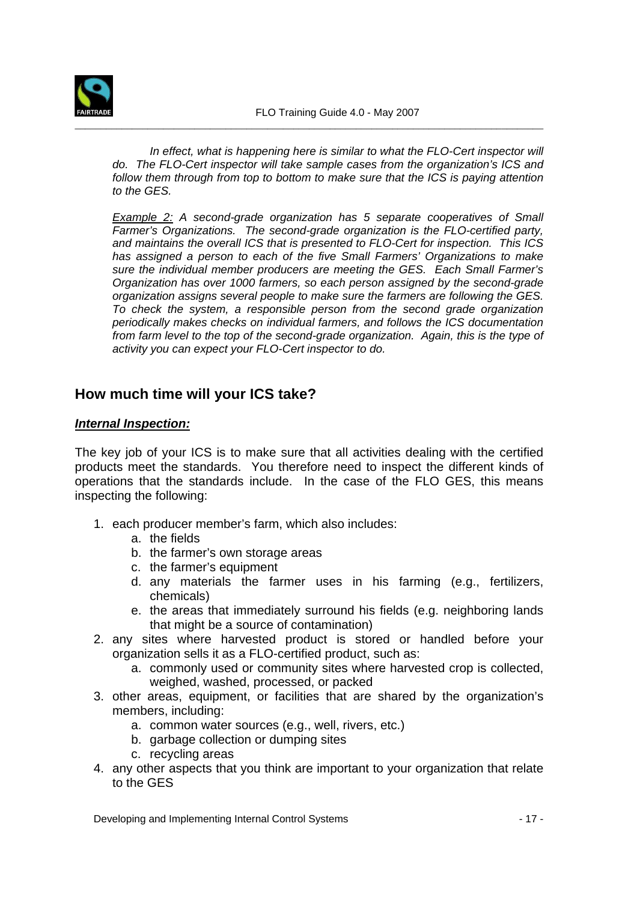*In effect, what is happening here is similar to what the FLO-Cert inspector will do. The FLO-Cert inspector will take sample cases from the organization's ICS and follow them through from top to bottom to make sure that the ICS is paying attention to the GES.*

*<u>Example 2:</u> A second-grade organization has 5 separate cooperatives of Small Farmer's Organizations. The second-grade organization is the FLO-certified party, and maintains the overall ICS that is presented to FLO-Cert for inspection. This ICS has assigned a person to each of the five Small Farmers' Organizations to make sure the individual member producers are meeting the GES. Each Small Farmer's Organization has over 1000 farmers, so each person assigned by the second-grade organization assigns several people to make sure the farmers are following the GES. To check the system, a responsible person from the second grade organization periodically makes checks on individual farmers, and follows the ICS documentation from farm level to the top of the second-grade organization. Again, this is the type of activity you can expect your FLO-Cert inspector to do.*

## How much time will your ICS take?

***<u>Internal Inspection:</u>***

The key job of your ICS is to make sure that all activities dealing with the certified products meet the standards. You therefore need to inspect the different kinds of operations that the standards include. In the case of the FLO GES, this means inspecting the following:

1. each producer member's farm, which also includes:
   a. the fields
   b. the farmer's own storage areas
   c. the farmer's equipment
   d. any materials the farmer uses in his farming (e.g., fertilizers, chemicals)
   e. the areas that immediately surround his fields (e.g. neighboring lands that might be a source of contamination)
2. any sites where harvested product is stored or handled before your organization sells it as a FLO-certified product, such as:
   a. commonly used or community sites where harvested crop is collected, weighed, washed, processed, or packed
3. other areas, equipment, or facilities that are shared by the organization's members, including:
   a. common water sources (e.g., well, rivers, etc.)
   b. garbage collection or dumping sites
   c. recycling areas
4. any other aspects that you think are important to your organization that relate to the GES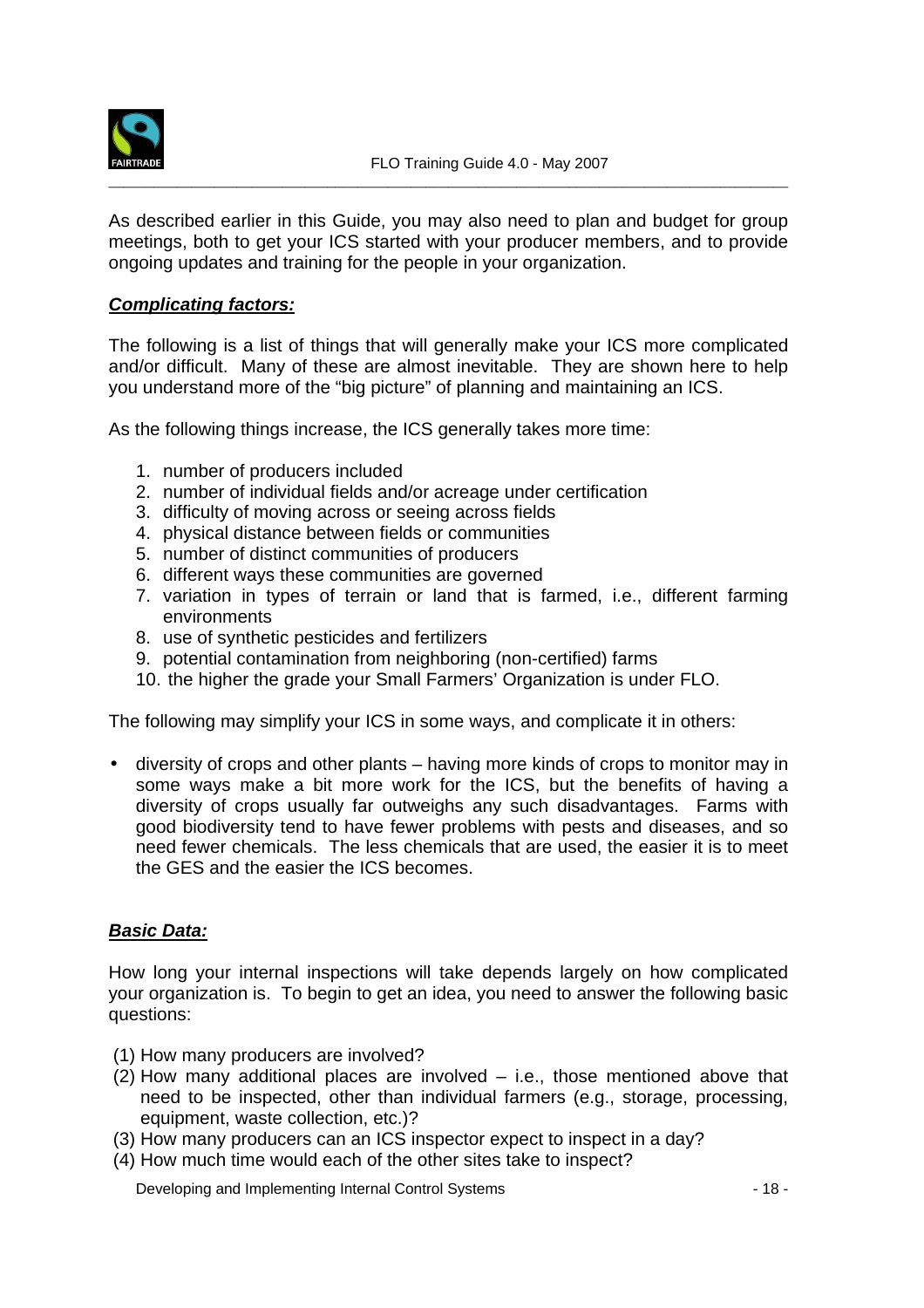As described earlier in this Guide, you may also need to plan and budget for group meetings, both to get your ICS started with your producer members, and to provide ongoing updates and training for the people in your organization.

***Complicating factors:***

The following is a list of things that will generally make your ICS more complicated and/or difficult. Many of these are almost inevitable. They are shown here to help you understand more of the "big picture" of planning and maintaining an ICS.

As the following things increase, the ICS generally takes more time:

1. number of producers included
2. number of individual fields and/or acreage under certification
3. difficulty of moving across or seeing across fields
4. physical distance between fields or communities
5. number of distinct communities of producers
6. different ways these communities are governed
7. variation in types of terrain or land that is farmed, i.e., different farming environments
8. use of synthetic pesticides and fertilizers
9. potential contamination from neighboring (non-certified) farms
10. the higher the grade your Small Farmers' Organization is under FLO.

The following may simplify your ICS in some ways, and complicate it in others:

- diversity of crops and other plants – having more kinds of crops to monitor may in some ways make a bit more work for the ICS, but the benefits of having a diversity of crops usually far outweighs any such disadvantages. Farms with good biodiversity tend to have fewer problems with pests and diseases, and so need fewer chemicals. The less chemicals that are used, the easier it is to meet the GES and the easier the ICS becomes.

***Basic Data:***

How long your internal inspections will take depends largely on how complicated your organization is. To begin to get an idea, you need to answer the following basic questions:

(1) How many producers are involved?
(2) How many additional places are involved – i.e., those mentioned above that need to be inspected, other than individual farmers (e.g., storage, processing, equipment, waste collection, etc.)?
(3) How many producers can an ICS inspector expect to inspect in a day?
(4) How much time would each of the other sites take to inspect?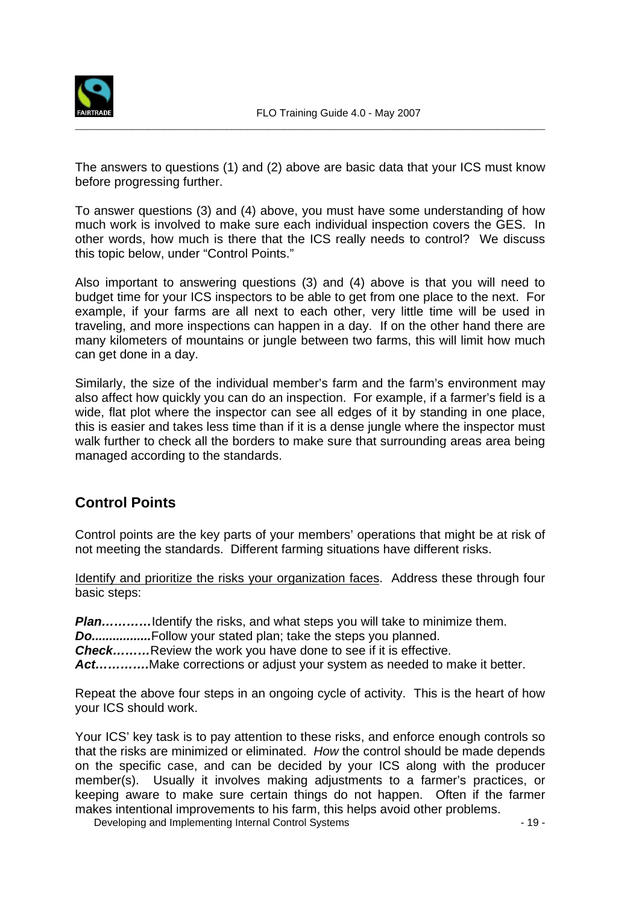The answers to questions (1) and (2) above are basic data that your ICS must know before progressing further.

To answer questions (3) and (4) above, you must have some understanding of how much work is involved to make sure each individual inspection covers the GES. In other words, how much is there that the ICS really needs to control? We discuss this topic below, under "Control Points."

Also important to answering questions (3) and (4) above is that you will need to budget time for your ICS inspectors to be able to get from one place to the next. For example, if your farms are all next to each other, very little time will be used in traveling, and more inspections can happen in a day. If on the other hand there are many kilometers of mountains or jungle between two farms, this will limit how much can get done in a day.

Similarly, the size of the individual member's farm and the farm's environment may also affect how quickly you can do an inspection. For example, if a farmer's field is a wide, flat plot where the inspector can see all edges of it by standing in one place, this is easier and takes less time than if it is a dense jungle where the inspector must walk further to check all the borders to make sure that surrounding areas area being managed according to the standards.

## Control Points

Control points are the key parts of your members' operations that might be at risk of not meeting the standards. Different farming situations have different risks.

<u>Identify and prioritize the risks your organization faces</u>. Address these through four basic steps:

***Plan…………***Identify the risks, and what steps you will take to minimize them.
***Do.................***Follow your stated plan; take the steps you planned.
***Check………***Review the work you have done to see if it is effective.
***Act…………***Make corrections or adjust your system as needed to make it better.

Repeat the above four steps in an ongoing cycle of activity. This is the heart of how your ICS should work.

Your ICS' key task is to pay attention to these risks, and enforce enough controls so that the risks are minimized or eliminated. *How* the control should be made depends on the specific case, and can be decided by your ICS along with the producer member(s). Usually it involves making adjustments to a farmer's practices, or keeping aware to make sure certain things do not happen. Often if the farmer makes intentional improvements to his farm, this helps avoid other problems.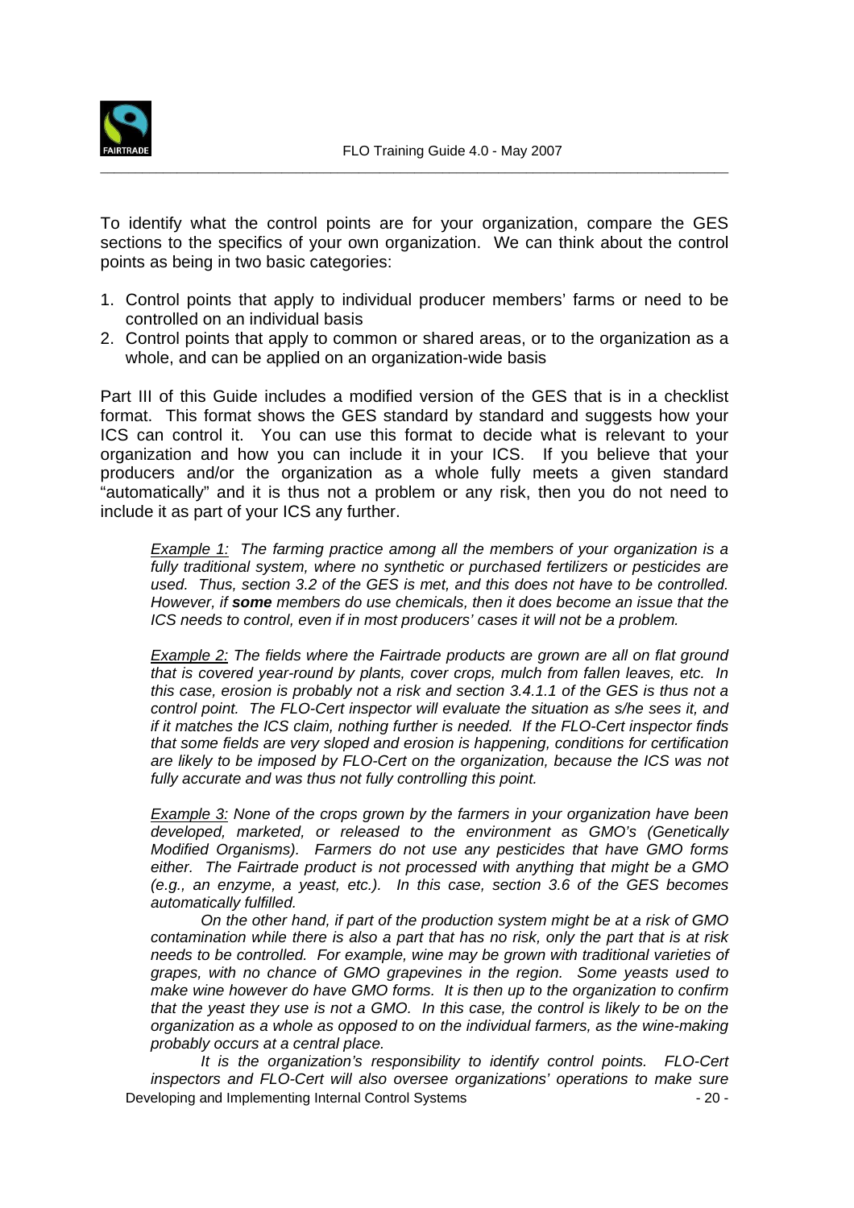To identify what the control points are for your organization, compare the GES sections to the specifics of your own organization. We can think about the control points as being in two basic categories:

1. Control points that apply to individual producer members' farms or need to be controlled on an individual basis
2. Control points that apply to common or shared areas, or to the organization as a whole, and can be applied on an organization-wide basis

Part III of this Guide includes a modified version of the GES that is in a checklist format. This format shows the GES standard by standard and suggests how your ICS can control it. You can use this format to decide what is relevant to your organization and how you can include it in your ICS. If you believe that your producers and/or the organization as a whole fully meets a given standard "automatically" and it is thus not a problem or any risk, then you do not need to include it as part of your ICS any further.

> *Example 1:* *The farming practice among all the members of your organization is a fully traditional system, where no synthetic or purchased fertilizers or pesticides are used. Thus, section 3.2 of the GES is met, and this does not have to be controlled. However, if* ***some*** *members do use chemicals, then it does become an issue that the ICS needs to control, even if in most producers' cases it will not be a problem.*
>
> *Example 2:* *The fields where the Fairtrade products are grown are all on flat ground that is covered year-round by plants, cover crops, mulch from fallen leaves, etc. In this case, erosion is probably not a risk and section 3.4.1.1 of the GES is thus not a control point. The FLO-Cert inspector will evaluate the situation as s/he sees it, and if it matches the ICS claim, nothing further is needed. If the FLO-Cert inspector finds that some fields are very sloped and erosion is happening, conditions for certification are likely to be imposed by FLO-Cert on the organization, because the ICS was not fully accurate and was thus not fully controlling this point.*
>
> *Example 3:* *None of the crops grown by the farmers in your organization have been developed, marketed, or released to the environment as GMO's (Genetically Modified Organisms). Farmers do not use any pesticides that have GMO forms either. The Fairtrade product is not processed with anything that might be a GMO (e.g., an enzyme, a yeast, etc.). In this case, section 3.6 of the GES becomes automatically fulfilled.*
>
> *On the other hand, if part of the production system might be at a risk of GMO contamination while there is also a part that has no risk, only the part that is at risk needs to be controlled. For example, wine may be grown with traditional varieties of grapes, with no chance of GMO grapevines in the region. Some yeasts used to make wine however do have GMO forms. It is then up to the organization to confirm that the yeast they use is not a GMO. In this case, the control is likely to be on the organization as a whole as opposed to on the individual farmers, as the wine-making probably occurs at a central place.*
>
> *It is the organization's responsibility to identify control points. FLO-Cert inspectors and FLO-Cert will also oversee organizations' operations to make sure*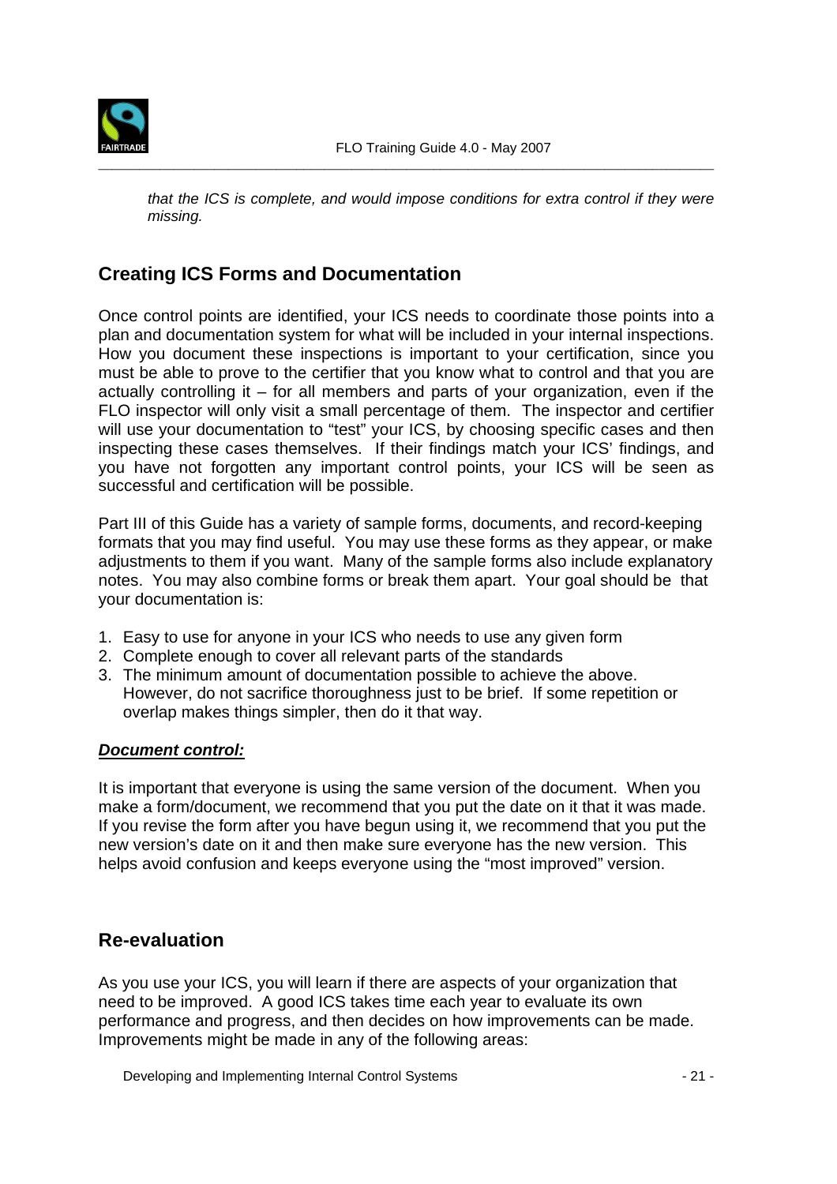*that the ICS is complete, and would impose conditions for extra control if they were missing.*

## Creating ICS Forms and Documentation

Once control points are identified, your ICS needs to coordinate those points into a plan and documentation system for what will be included in your internal inspections. How you document these inspections is important to your certification, since you must be able to prove to the certifier that you know what to control and that you are actually controlling it – for all members and parts of your organization, even if the FLO inspector will only visit a small percentage of them. The inspector and certifier will use your documentation to "test" your ICS, by choosing specific cases and then inspecting these cases themselves. If their findings match your ICS' findings, and you have not forgotten any important control points, your ICS will be seen as successful and certification will be possible.

Part III of this Guide has a variety of sample forms, documents, and record-keeping formats that you may find useful. You may use these forms as they appear, or make adjustments to them if you want. Many of the sample forms also include explanatory notes. You may also combine forms or break them apart. Your goal should be that your documentation is:

1. Easy to use for anyone in your ICS who needs to use any given form
2. Complete enough to cover all relevant parts of the standards
3. The minimum amount of documentation possible to achieve the above. However, do not sacrifice thoroughness just to be brief. If some repetition or overlap makes things simpler, then do it that way.

***Document control:***

It is important that everyone is using the same version of the document. When you make a form/document, we recommend that you put the date on it that it was made. If you revise the form after you have begun using it, we recommend that you put the new version's date on it and then make sure everyone has the new version. This helps avoid confusion and keeps everyone using the "most improved" version.

## Re-evaluation

As you use your ICS, you will learn if there are aspects of your organization that need to be improved. A good ICS takes time each year to evaluate its own performance and progress, and then decides on how improvements can be made. Improvements might be made in any of the following areas: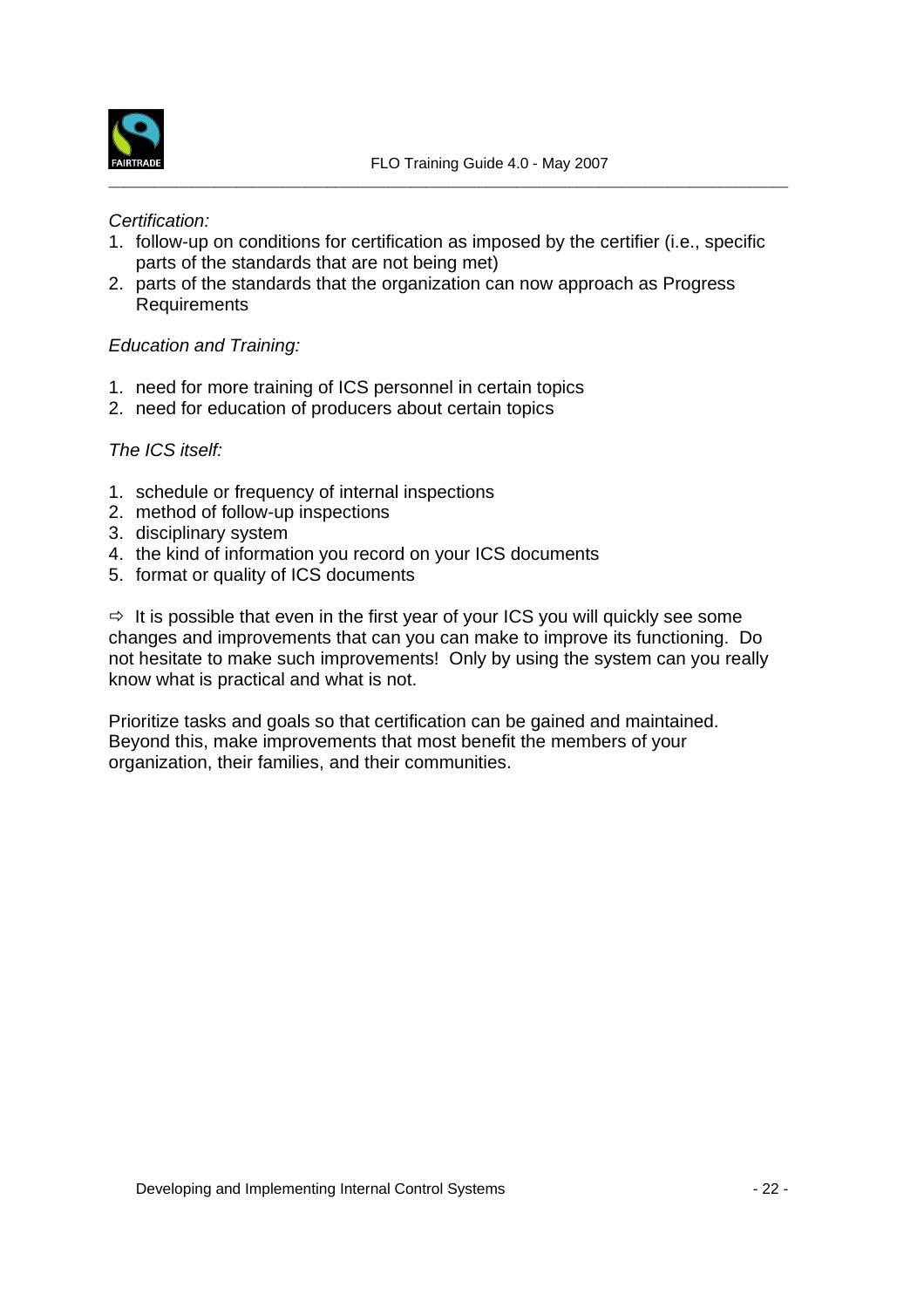*Certification:*

1. follow-up on conditions for certification as imposed by the certifier (i.e., specific parts of the standards that are not being met)
2. parts of the standards that the organization can now approach as Progress Requirements

*Education and Training:*

1. need for more training of ICS personnel in certain topics
2. need for education of producers about certain topics

*The ICS itself:*

1. schedule or frequency of internal inspections
2. method of follow-up inspections
3. disciplinary system
4. the kind of information you record on your ICS documents
5. format or quality of ICS documents

⇨ It is possible that even in the first year of your ICS you will quickly see some changes and improvements that can you can make to improve its functioning. Do not hesitate to make such improvements! Only by using the system can you really know what is practical and what is not.

Prioritize tasks and goals so that certification can be gained and maintained. Beyond this, make improvements that most benefit the members of your organization, their families, and their communities.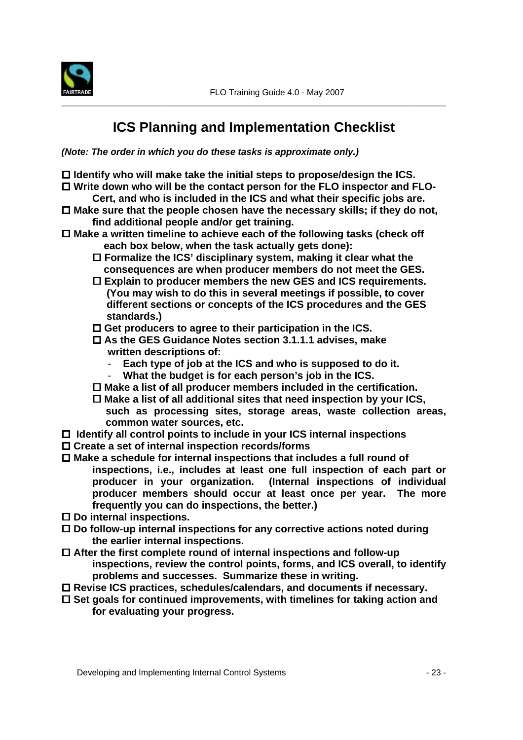## ICS Planning and Implementation Checklist

***(Note: The order in which you do these tasks is approximate only.)***

- ☐ **Identify who will make take the initial steps to propose/design the ICS.**
- ☐ **Write down who will be the contact person for the FLO inspector and FLO-Cert, and who is included in the ICS and what their specific jobs are.**
- ☐ **Make sure that the people chosen have the necessary skills; if they do not, find additional people and/or get training.**
- ☐ **Make a written timeline to achieve each of the following tasks (check off each box below, when the task actually gets done):**
  - ☐ **Formalize the ICS' disciplinary system, making it clear what the consequences are when producer members do not meet the GES.**
  - ☐ **Explain to producer members the new GES and ICS requirements. (You may wish to do this in several meetings if possible, to cover different sections or concepts of the ICS procedures and the GES standards.)**
  - ☐ **Get producers to agree to their participation in the ICS.**
  - ☐ **As the GES Guidance Notes section 3.1.1.1 advises, make written descriptions of:**
    - **Each type of job at the ICS and who is supposed to do it.**
    - **What the budget is for each person's job in the ICS.**
  - ☐ **Make a list of all producer members included in the certification.**
  - ☐ **Make a list of all additional sites that need inspection by your ICS, such as processing sites, storage areas, waste collection areas, common water sources, etc.**
- ☐ **Identify all control points to include in your ICS internal inspections**
- ☐ **Create a set of internal inspection records/forms**
- ☐ **Make a schedule for internal inspections that includes a full round of inspections, i.e., includes at least one full inspection of each part or producer in your organization. (Internal inspections of individual producer members should occur at least once per year. The more frequently you can do inspections, the better.)**
- ☐ **Do internal inspections.**
- ☐ **Do follow-up internal inspections for any corrective actions noted during the earlier internal inspections.**
- ☐ **After the first complete round of internal inspections and follow-up inspections, review the control points, forms, and ICS overall, to identify problems and successes. Summarize these in writing.**
- ☐ **Revise ICS practices, schedules/calendars, and documents if necessary.**
- ☐ **Set goals for continued improvements, with timelines for taking action and for evaluating your progress.**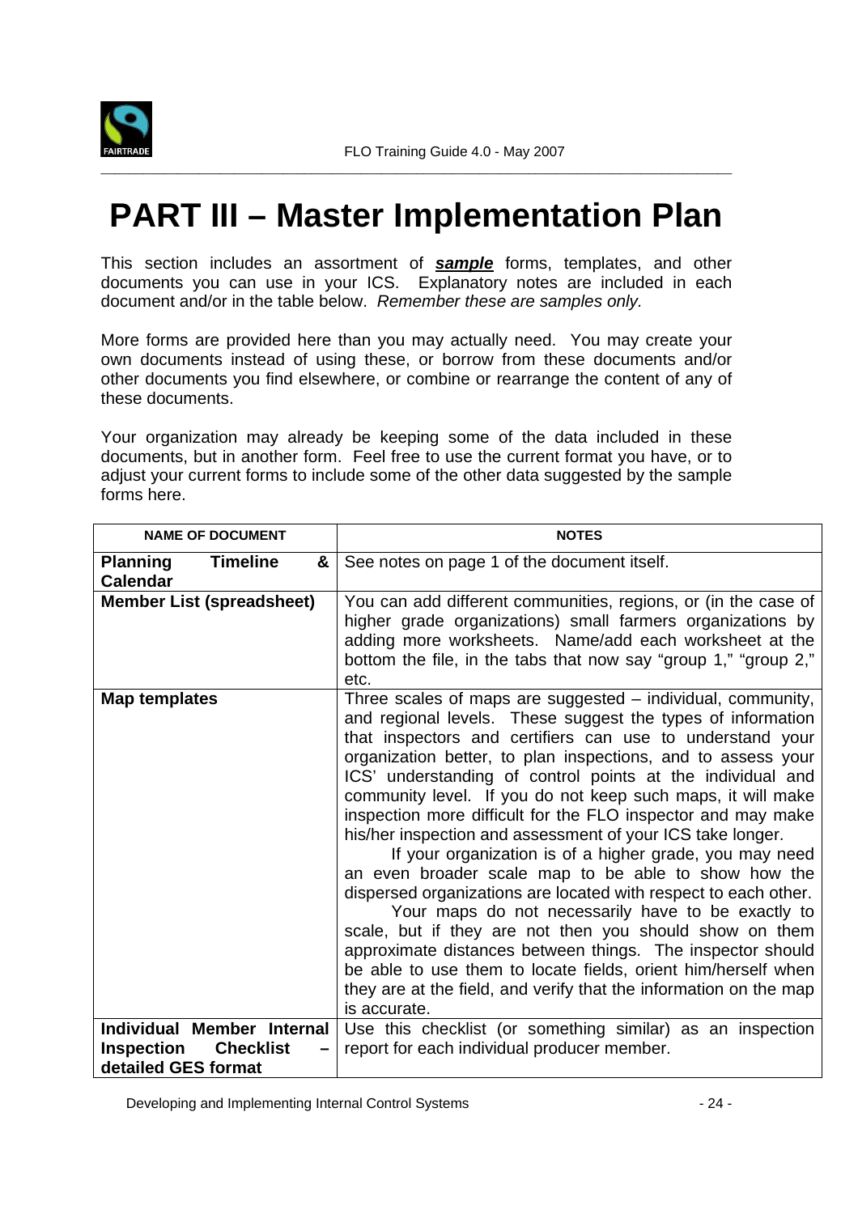# PART III – Master Implementation Plan

This section includes an assortment of ***sample*** forms, templates, and other documents you can use in your ICS. Explanatory notes are included in each document and/or in the table below. *Remember these are samples only.*

More forms are provided here than you may actually need. You may create your own documents instead of using these, or borrow from these documents and/or other documents you find elsewhere, or combine or rearrange the content of any of these documents.

Your organization may already be keeping some of the data included in these documents, but in another form. Feel free to use the current format you have, or to adjust your current forms to include some of the other data suggested by the sample forms here.

| NAME OF DOCUMENT | NOTES |
|---|---|
| **Planning Timeline & Calendar** | See notes on page 1 of the document itself. |
| **Member List (spreadsheet)** | You can add different communities, regions, or (in the case of higher grade organizations) small farmers organizations by adding more worksheets. Name/add each worksheet at the bottom the file, in the tabs that now say "group 1," "group 2," etc. |
| **Map templates** | Three scales of maps are suggested – individual, community, and regional levels. These suggest the types of information that inspectors and certifiers can use to understand your organization better, to plan inspections, and to assess your ICS' understanding of control points at the individual and community level. If you do not keep such maps, it will make inspection more difficult for the FLO inspector and may make his/her inspection and assessment of your ICS take longer. If your organization is of a higher grade, you may need an even broader scale map to be able to show how the dispersed organizations are located with respect to each other. Your maps do not necessarily have to be exactly to scale, but if they are not then you should show on them approximate distances between things. The inspector should be able to use them to locate fields, orient him/herself when they are at the field, and verify that the information on the map is accurate. |
| **Individual Member Internal Inspection Checklist – detailed GES format** | Use this checklist (or something similar) as an inspection report for each individual producer member. |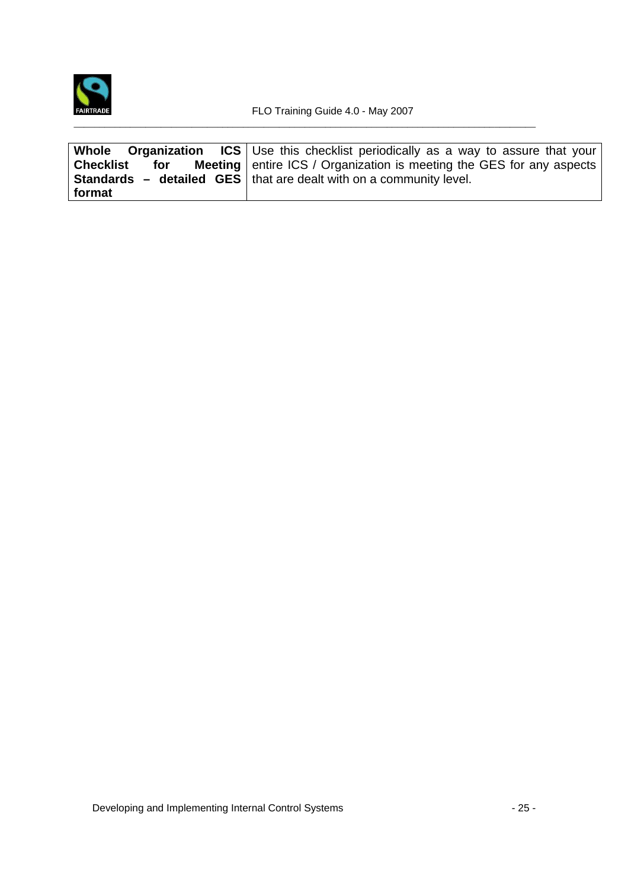| **Whole Organization ICS Checklist for Meeting Standards – detailed GES format** | Use this checklist periodically as a way to assure that your entire ICS / Organization is meeting the GES for any aspects that are dealt with on a community level. |
|---|---|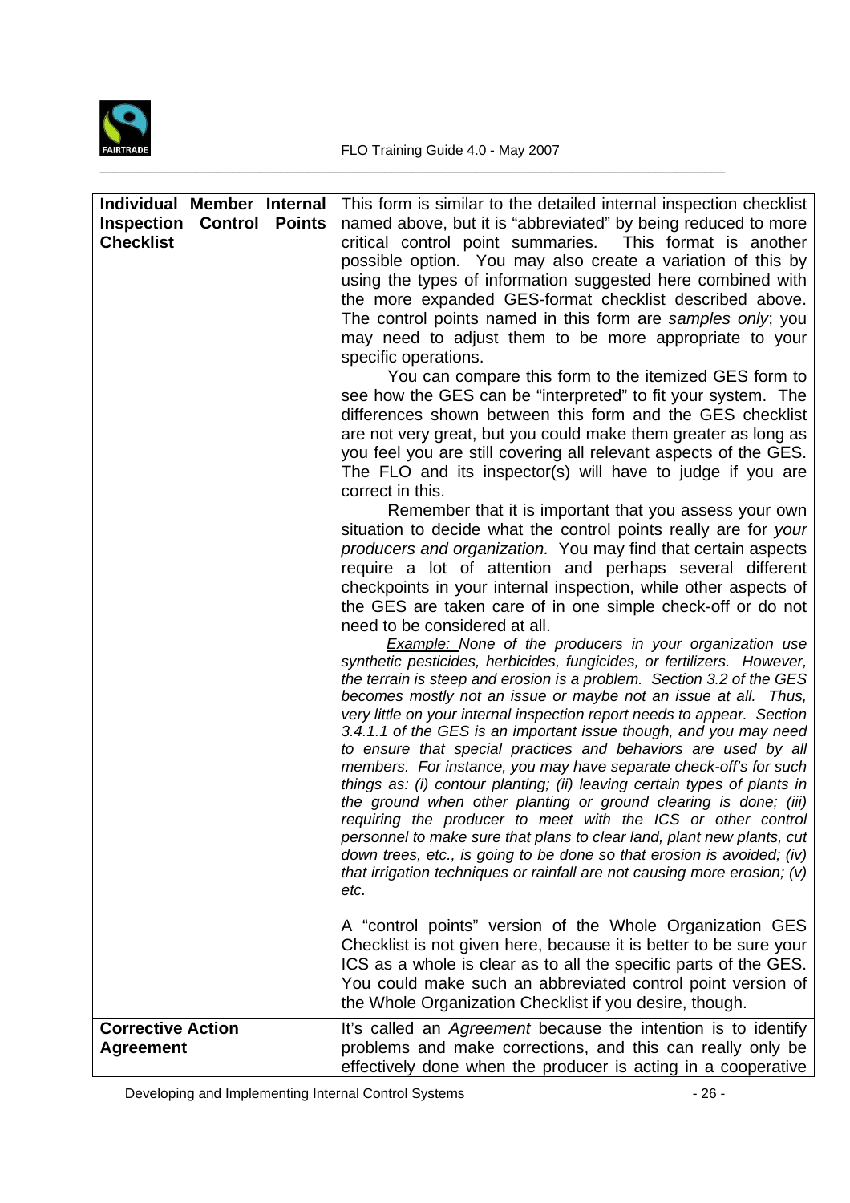| | |
|---|---|
| **Individual Member Internal Inspection Control Points Checklist** | This form is similar to the detailed internal inspection checklist named above, but it is "abbreviated" by being reduced to more critical control point summaries. This format is another possible option. You may also create a variation of this by using the types of information suggested here combined with the more expanded GES-format checklist described above. The control points named in this form are *samples only*; you may need to adjust them to be more appropriate to your specific operations.<br><br>You can compare this form to the itemized GES form to see how the GES can be "interpreted" to fit your system. The differences shown between this form and the GES checklist are not very great, but you could make them greater as long as you feel you are still covering all relevant aspects of the GES. The FLO and its inspector(s) will have to judge if you are correct in this.<br><br>Remember that it is important that you assess your own situation to decide what the control points really are for *your producers and organization.* You may find that certain aspects require a lot of attention and perhaps several different checkpoints in your internal inspection, while other aspects of the GES are taken care of in one simple check-off or do not need to be considered at all.<br><br>*<u>Example:</u> None of the producers in your organization use synthetic pesticides, herbicides, fungicides, or fertilizers. However, the terrain is steep and erosion is a problem. Section 3.2 of the GES becomes mostly not an issue or maybe not an issue at all. Thus, very little on your internal inspection report needs to appear. Section 3.4.1.1 of the GES is an important issue though, and you may need to ensure that special practices and behaviors are used by all members. For instance, you may have separate check-off's for such things as: (i) contour planting; (ii) leaving certain types of plants in the ground when other planting or ground clearing is done; (iii) requiring the producer to meet with the ICS or other control personnel to make sure that plans to clear land, plant new plants, cut down trees, etc., is going to be done so that erosion is avoided; (iv) that irrigation techniques or rainfall are not causing more erosion; (v) etc.*<br><br>A "control points" version of the Whole Organization GES Checklist is not given here, because it is better to be sure your ICS as a whole is clear as to all the specific parts of the GES. You could make such an abbreviated control point version of the Whole Organization Checklist if you desire, though. |
| **Corrective Action Agreement** | It's called an *Agreement* because the intention is to identify problems and make corrections, and this can really only be effectively done when the producer is acting in a cooperative |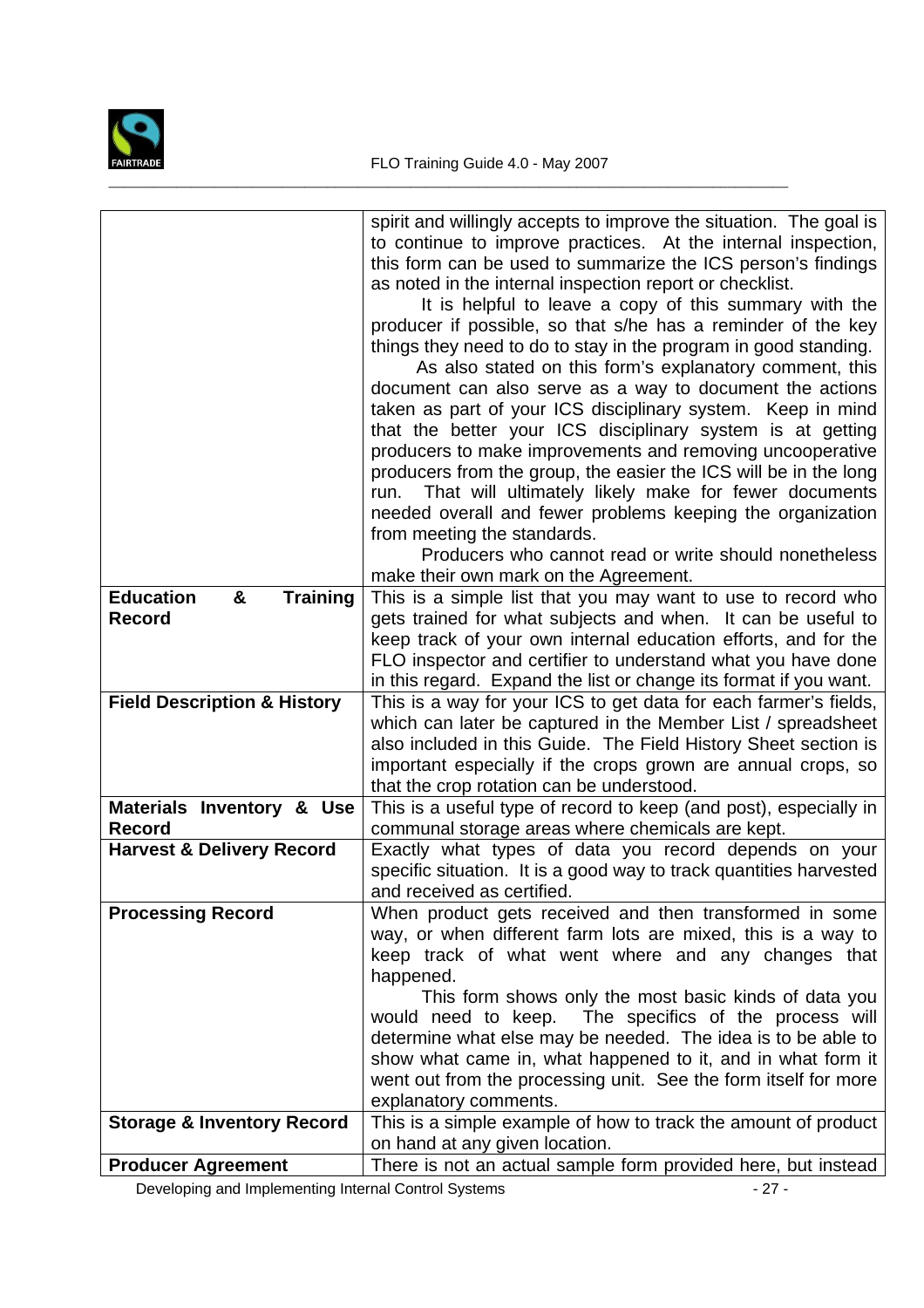| | |
|---|---|
| | spirit and willingly accepts to improve the situation. The goal is to continue to improve practices. At the internal inspection, this form can be used to summarize the ICS person's findings as noted in the internal inspection report or checklist.<br>It is helpful to leave a copy of this summary with the producer if possible, so that s/he has a reminder of the key things they need to do to stay in the program in good standing.<br>As also stated on this form's explanatory comment, this document can also serve as a way to document the actions taken as part of your ICS disciplinary system. Keep in mind that the better your ICS disciplinary system is at getting producers to make improvements and removing uncooperative producers from the group, the easier the ICS will be in the long run. That will ultimately likely make for fewer documents needed overall and fewer problems keeping the organization from meeting the standards.<br>Producers who cannot read or write should nonetheless make their own mark on the Agreement. |
| **Education & Training Record** | This is a simple list that you may want to use to record who gets trained for what subjects and when. It can be useful to keep track of your own internal education efforts, and for the FLO inspector and certifier to understand what you have done in this regard. Expand the list or change its format if you want. |
| **Field Description & History** | This is a way for your ICS to get data for each farmer's fields, which can later be captured in the Member List / spreadsheet also included in this Guide. The Field History Sheet section is important especially if the crops grown are annual crops, so that the crop rotation can be understood. |
| **Materials Inventory & Use Record** | This is a useful type of record to keep (and post), especially in communal storage areas where chemicals are kept. |
| **Harvest & Delivery Record** | Exactly what types of data you record depends on your specific situation. It is a good way to track quantities harvested and received as certified. |
| **Processing Record** | When product gets received and then transformed in some way, or when different farm lots are mixed, this is a way to keep track of what went where and any changes that happened.<br>This form shows only the most basic kinds of data you would need to keep. The specifics of the process will determine what else may be needed. The idea is to be able to show what came in, what happened to it, and in what form it went out from the processing unit. See the form itself for more explanatory comments. |
| **Storage & Inventory Record** | This is a simple example of how to track the amount of product on hand at any given location. |
| **Producer Agreement** | There is not an actual sample form provided here, but instead |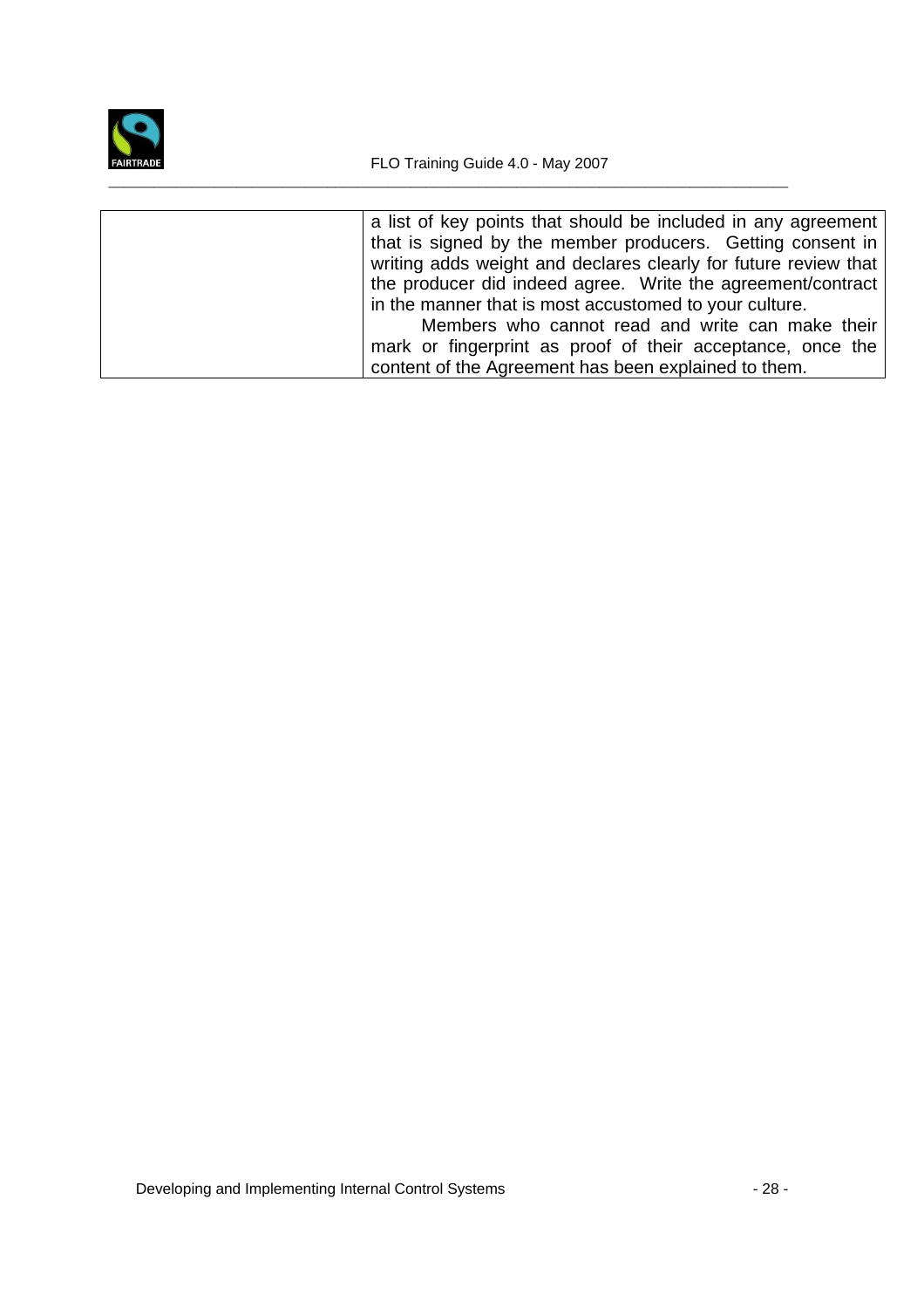| | |
|---|---|
| | a list of key points that should be included in any agreement that is signed by the member producers. Getting consent in writing adds weight and declares clearly for future review that the producer did indeed agree. Write the agreement/contract in the manner that is most accustomed to your culture.<br>Members who cannot read and write can make their mark or fingerprint as proof of their acceptance, once the content of the Agreement has been explained to them. |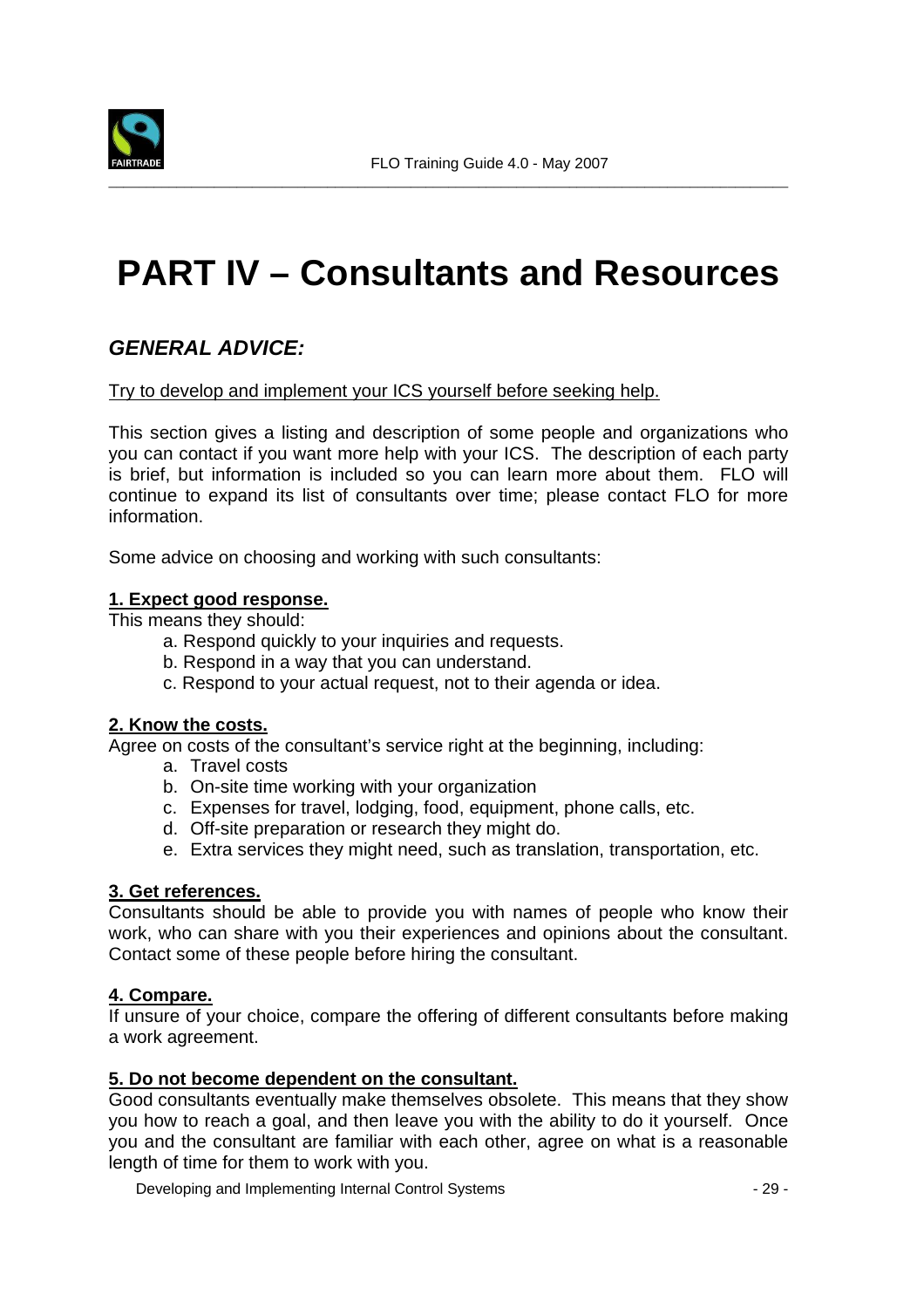# PART IV – Consultants and Resources

## *GENERAL ADVICE:*

Try to develop and implement your ICS yourself before seeking help.

This section gives a listing and description of some people and organizations who you can contact if you want more help with your ICS. The description of each party is brief, but information is included so you can learn more about them. FLO will continue to expand its list of consultants over time; please contact FLO for more information.

Some advice on choosing and working with such consultants:

**1. Expect good response.**

This means they should:

a. Respond quickly to your inquiries and requests.
b. Respond in a way that you can understand.
c. Respond to your actual request, not to their agenda or idea.

**2. Know the costs.**

Agree on costs of the consultant's service right at the beginning, including:

a. Travel costs
b. On-site time working with your organization
c. Expenses for travel, lodging, food, equipment, phone calls, etc.
d. Off-site preparation or research they might do.
e. Extra services they might need, such as translation, transportation, etc.

**3. Get references.**

Consultants should be able to provide you with names of people who know their work, who can share with you their experiences and opinions about the consultant. Contact some of these people before hiring the consultant.

**4. Compare.**

If unsure of your choice, compare the offering of different consultants before making a work agreement.

**5. Do not become dependent on the consultant.**

Good consultants eventually make themselves obsolete. This means that they show you how to reach a goal, and then leave you with the ability to do it yourself. Once you and the consultant are familiar with each other, agree on what is a reasonable length of time for them to work with you.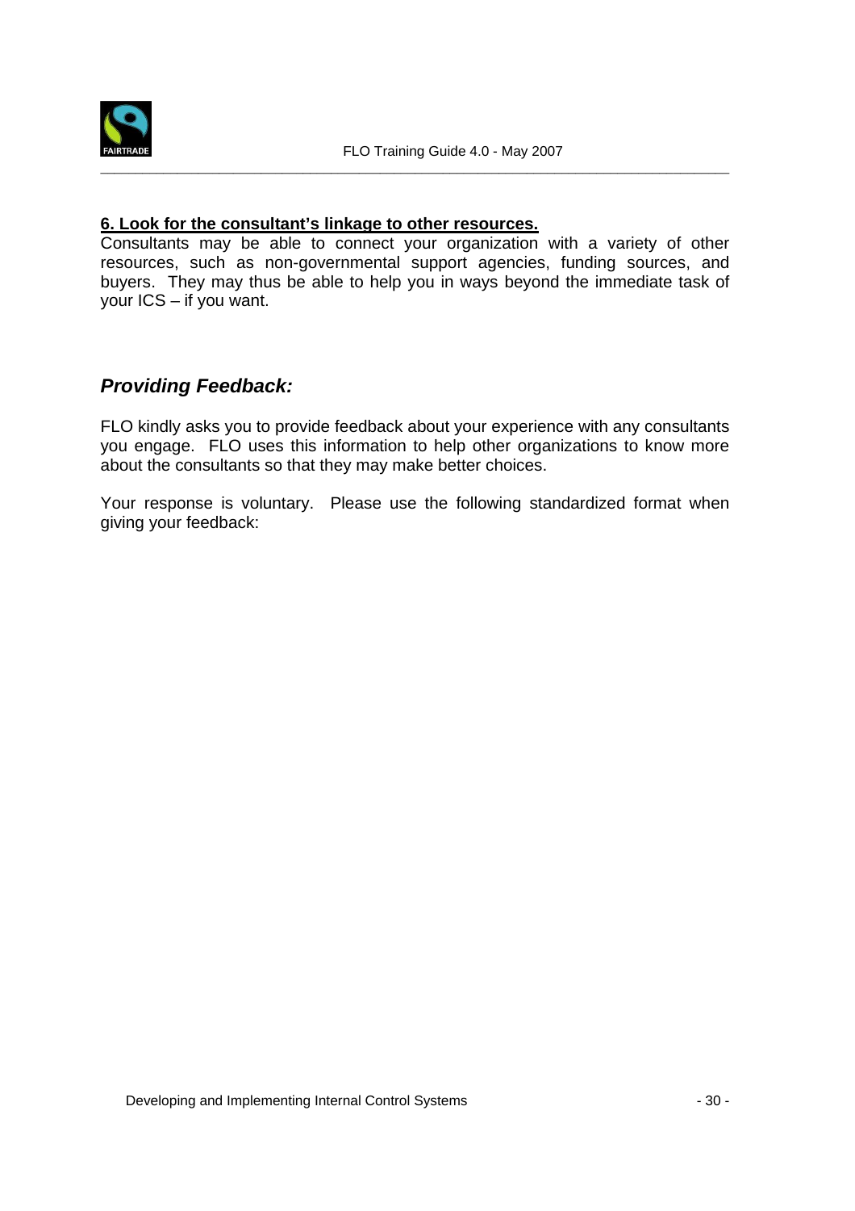**6. Look for the consultant's linkage to other resources.**

Consultants may be able to connect your organization with a variety of other resources, such as non-governmental support agencies, funding sources, and buyers. They may thus be able to help you in ways beyond the immediate task of your ICS – if you want.

## *Providing Feedback:*

FLO kindly asks you to provide feedback about your experience with any consultants you engage. FLO uses this information to help other organizations to know more about the consultants so that they may make better choices.

Your response is voluntary. Please use the following standardized format when giving your feedback: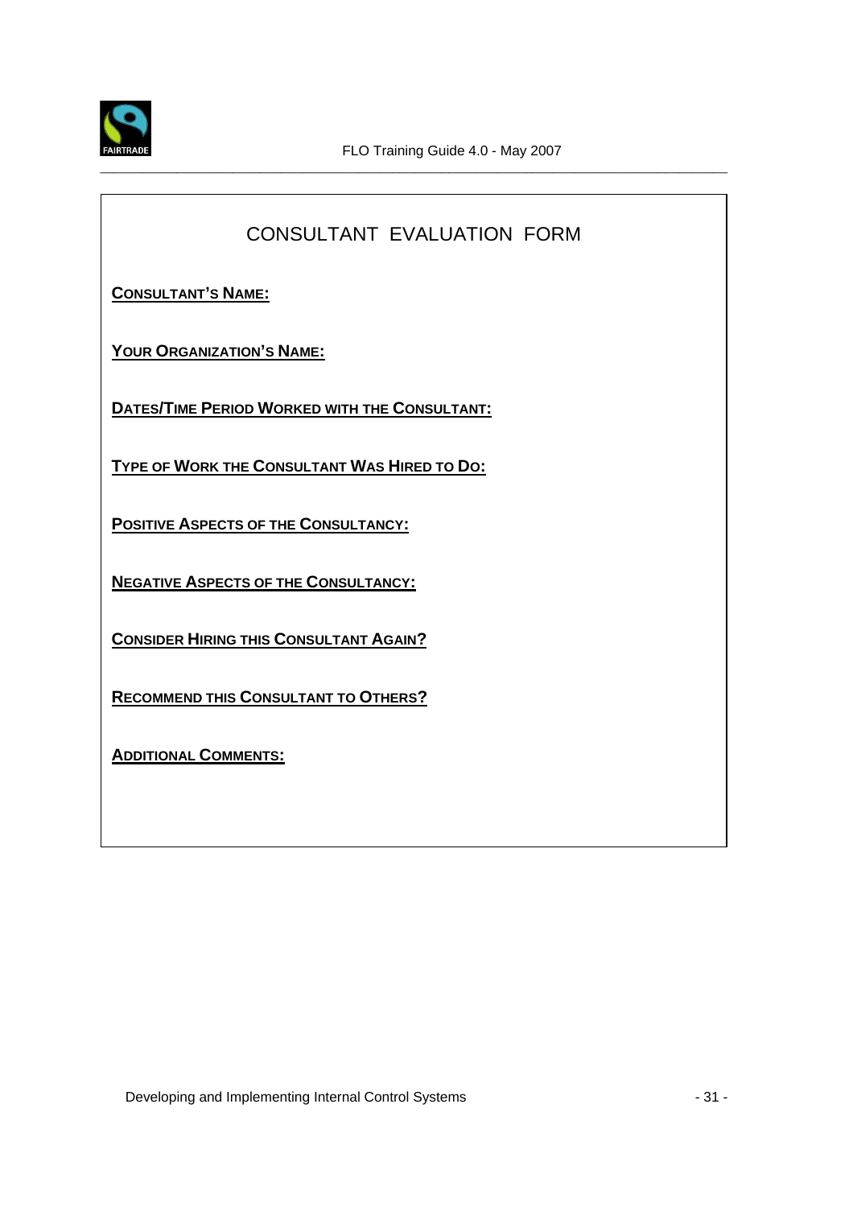# CONSULTANT EVALUATION FORM

**CONSULTANT'S NAME:**

**YOUR ORGANIZATION'S NAME:**

**DATES/TIME PERIOD WORKED WITH THE CONSULTANT:**

**TYPE OF WORK THE CONSULTANT WAS HIRED TO DO:**

**POSITIVE ASPECTS OF THE CONSULTANCY:**

**NEGATIVE ASPECTS OF THE CONSULTANCY:**

**CONSIDER HIRING THIS CONSULTANT AGAIN?**

**RECOMMEND THIS CONSULTANT TO OTHERS?**

**ADDITIONAL COMMENTS:**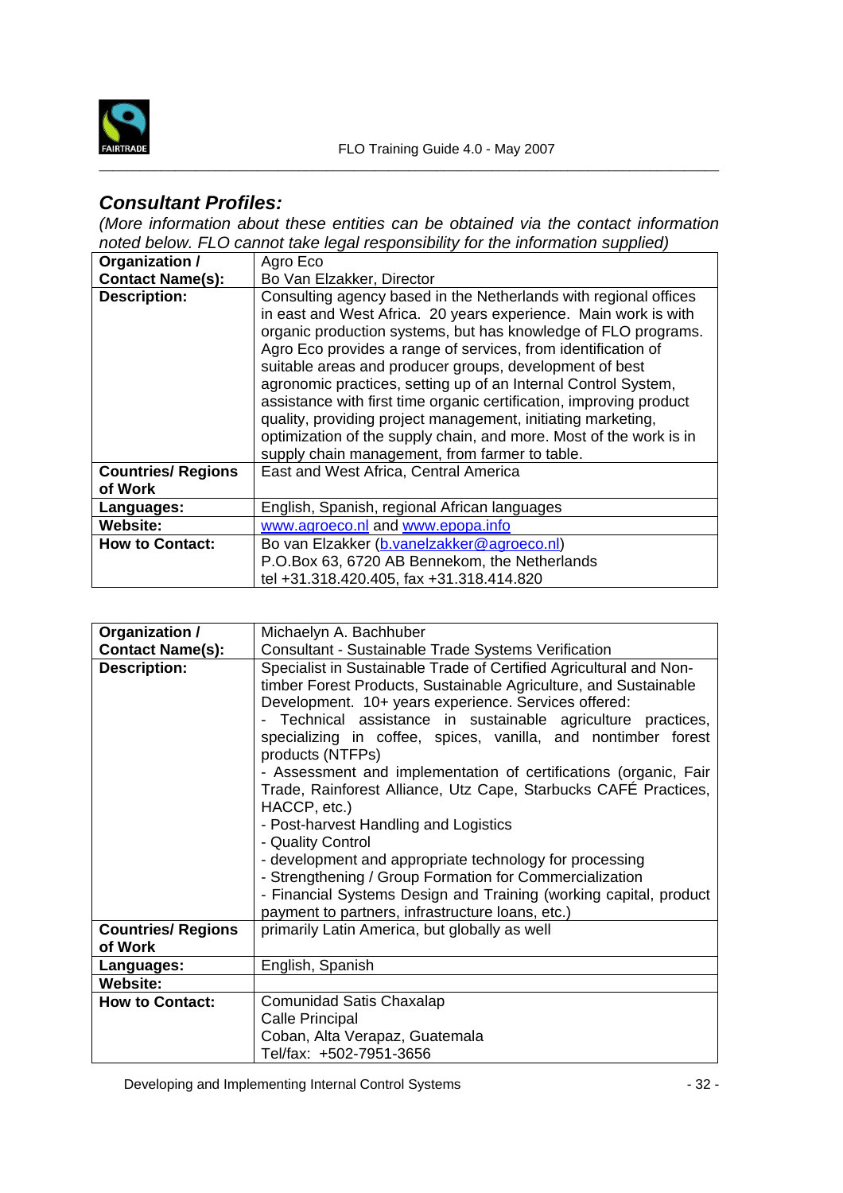## *Consultant Profiles:*

*(More information about these entities can be obtained via the contact information noted below. FLO cannot take legal responsibility for the information supplied)*

| **Organization / Contact Name(s):** | Agro Eco<br>Bo Van Elzakker, Director |
|---|---|
| **Description:** | Consulting agency based in the Netherlands with regional offices in east and West Africa. 20 years experience. Main work is with organic production systems, but has knowledge of FLO programs. Agro Eco provides a range of services, from identification of suitable areas and producer groups, development of best agronomic practices, setting up of an Internal Control System, assistance with first time organic certification, improving product quality, providing project management, initiating marketing, optimization of the supply chain, and more. Most of the work is in supply chain management, from farmer to table. |
| **Countries/ Regions of Work** | East and West Africa, Central America |
| **Languages:** | English, Spanish, regional African languages |
| **Website:** | www.agroeco.nl and www.epopa.info |
| **How to Contact:** | Bo van Elzakker (b.vanelzakker@agroeco.nl)<br>P.O.Box 63, 6720 AB Bennekom, the Netherlands<br>tel +31.318.420.405, fax +31.318.414.820 |

| **Organization / Contact Name(s):** | Michaelyn A. Bachhuber<br>Consultant - Sustainable Trade Systems Verification |
|---|---|
| **Description:** | Specialist in Sustainable Trade of Certified Agricultural and Non-timber Forest Products, Sustainable Agriculture, and Sustainable Development. 10+ years experience. Services offered:<br>- Technical assistance in sustainable agriculture practices, specializing in coffee, spices, vanilla, and nontimber forest products (NTFPs)<br>- Assessment and implementation of certifications (organic, Fair Trade, Rainforest Alliance, Utz Cape, Starbucks CAFÉ Practices, HACCP, etc.)<br>- Post-harvest Handling and Logistics<br>- Quality Control<br>- development and appropriate technology for processing<br>- Strengthening / Group Formation for Commercialization<br>- Financial Systems Design and Training (working capital, product payment to partners, infrastructure loans, etc.) |
| **Countries/ Regions of Work** | primarily Latin America, but globally as well |
| **Languages:** | English, Spanish |
| **Website:** | |
| **How to Contact:** | Comunidad Satis Chaxalap<br>Calle Principal<br>Coban, Alta Verapaz, Guatemala<br>Tel/fax: +502-7951-3656 |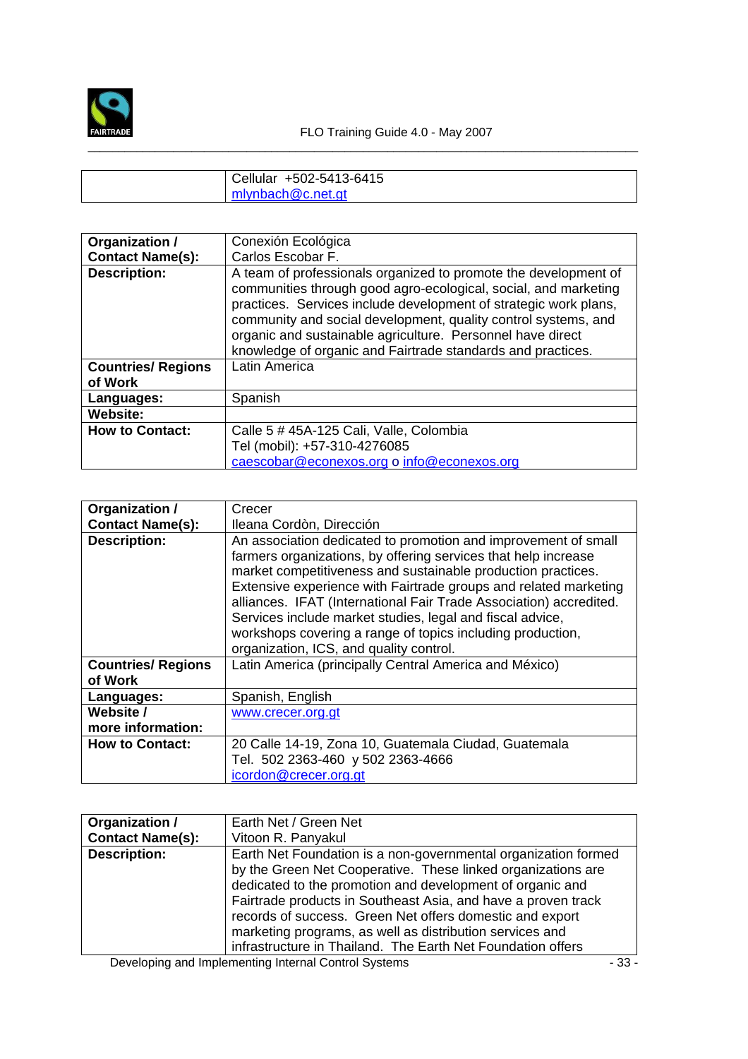| | |
|---|---|
| | Cellular +502-5413-6415<br>mlynbach@c.net.gt |

| | |
|---|---|
| **Organization / Contact Name(s):** | Conexión Ecológica<br>Carlos Escobar F. |
| **Description:** | A team of professionals organized to promote the development of communities through good agro-ecological, social, and marketing practices. Services include development of strategic work plans, community and social development, quality control systems, and organic and sustainable agriculture. Personnel have direct knowledge of organic and Fairtrade standards and practices. |
| **Countries/ Regions of Work** | Latin America |
| **Languages:** | Spanish |
| **Website:** | |
| **How to Contact:** | Calle 5 # 45A-125 Cali, Valle, Colombia<br>Tel (mobil): +57-310-4276085<br>caescobar@econexos.org o info@econexos.org |

| | |
|---|---|
| **Organization / Contact Name(s):** | Crecer<br>Ileana Cordòn, Dirección |
| **Description:** | An association dedicated to promotion and improvement of small farmers organizations, by offering services that help increase market competitiveness and sustainable production practices. Extensive experience with Fairtrade groups and related marketing alliances. IFAT (International Fair Trade Association) accredited. Services include market studies, legal and fiscal advice, workshops covering a range of topics including production, organization, ICS, and quality control. |
| **Countries/ Regions of Work** | Latin America (principally Central America and México) |
| **Languages:** | Spanish, English |
| **Website / more information:** | www.crecer.org.gt |
| **How to Contact:** | 20 Calle 14-19, Zona 10, Guatemala Ciudad, Guatemala<br>Tel. 502 2363-460 y 502 2363-4666<br>icordon@crecer.org.gt |

| | |
|---|---|
| **Organization / Contact Name(s):** | Earth Net / Green Net<br>Vitoon R. Panyakul |
| **Description:** | Earth Net Foundation is a non-governmental organization formed by the Green Net Cooperative. These linked organizations are dedicated to the promotion and development of organic and Fairtrade products in Southeast Asia, and have a proven track records of success. Green Net offers domestic and export marketing programs, as well as distribution services and infrastructure in Thailand. The Earth Net Foundation offers |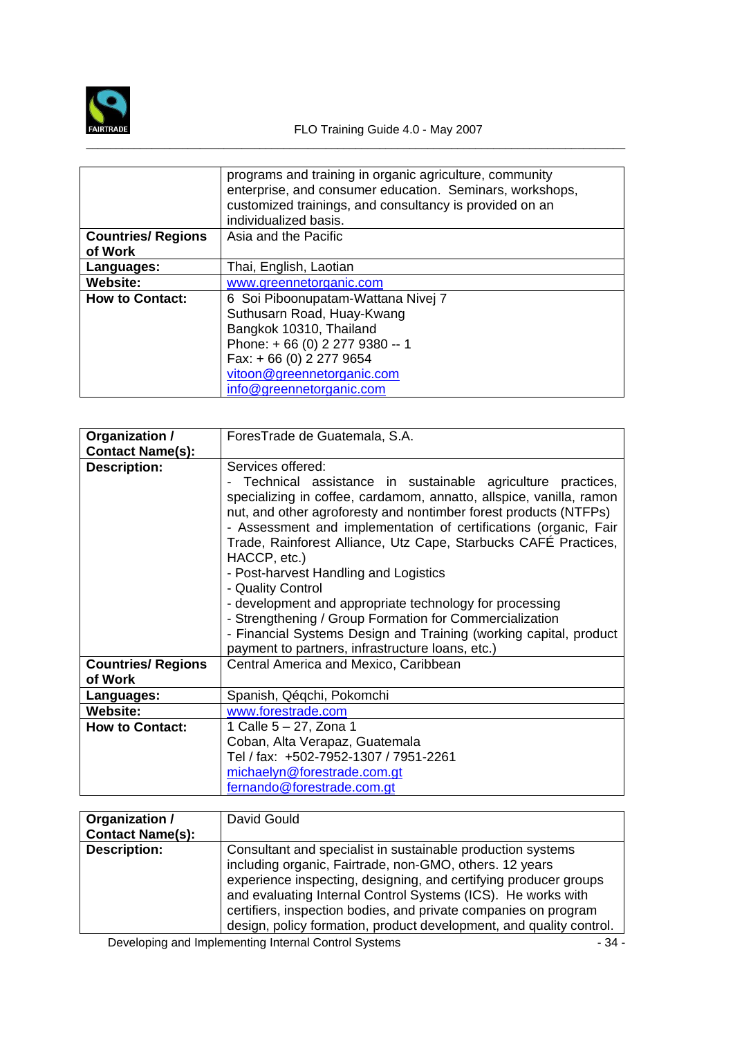|  | programs and training in organic agriculture, community enterprise, and consumer education. Seminars, workshops, customized trainings, and consultancy is provided on an individualized basis. |
|---|---|
| **Countries/ Regions of Work** | Asia and the Pacific |
| **Languages:** | Thai, English, Laotian |
| **Website:** | www.greennetorganic.com |
| **How to Contact:** | 6 Soi Piboonupatam-Wattana Nivej 7<br>Suthusarn Road, Huay-Kwang<br>Bangkok 10310, Thailand<br>Phone: + 66 (0) 2 277 9380 -- 1<br>Fax: + 66 (0) 2 277 9654<br>vitoon@greennetorganic.com<br>info@greennetorganic.com |

| **Organization / Contact Name(s):** | ForesTrade de Guatemala, S.A. |
|---|---|
| **Description:** | Services offered:<br>- Technical assistance in sustainable agriculture practices, specializing in coffee, cardamom, annatto, allspice, vanilla, ramon nut, and other agroforesty and nontimber forest products (NTFPs)<br>- Assessment and implementation of certifications (organic, Fair Trade, Rainforest Alliance, Utz Cape, Starbucks CAFÉ Practices, HACCP, etc.)<br>- Post-harvest Handling and Logistics<br>- Quality Control<br>- development and appropriate technology for processing<br>- Strengthening / Group Formation for Commercialization<br>- Financial Systems Design and Training (working capital, product payment to partners, infrastructure loans, etc.) |
| **Countries/ Regions of Work** | Central America and Mexico, Caribbean |
| **Languages:** | Spanish, Qéqchi, Pokomchi |
| **Website:** | www.forestrade.com |
| **How to Contact:** | 1 Calle 5 – 27, Zona 1<br>Coban, Alta Verapaz, Guatemala<br>Tel / fax: +502-7952-1307 / 7951-2261<br>michaelyn@forestrade.com.gt<br>fernando@forestrade.com.gt |

| **Organization / Contact Name(s):** | David Gould |
|---|---|
| **Description:** | Consultant and specialist in sustainable production systems including organic, Fairtrade, non-GMO, others. 12 years experience inspecting, designing, and certifying producer groups and evaluating Internal Control Systems (ICS). He works with certifiers, inspection bodies, and private companies on program design, policy formation, product development, and quality control. |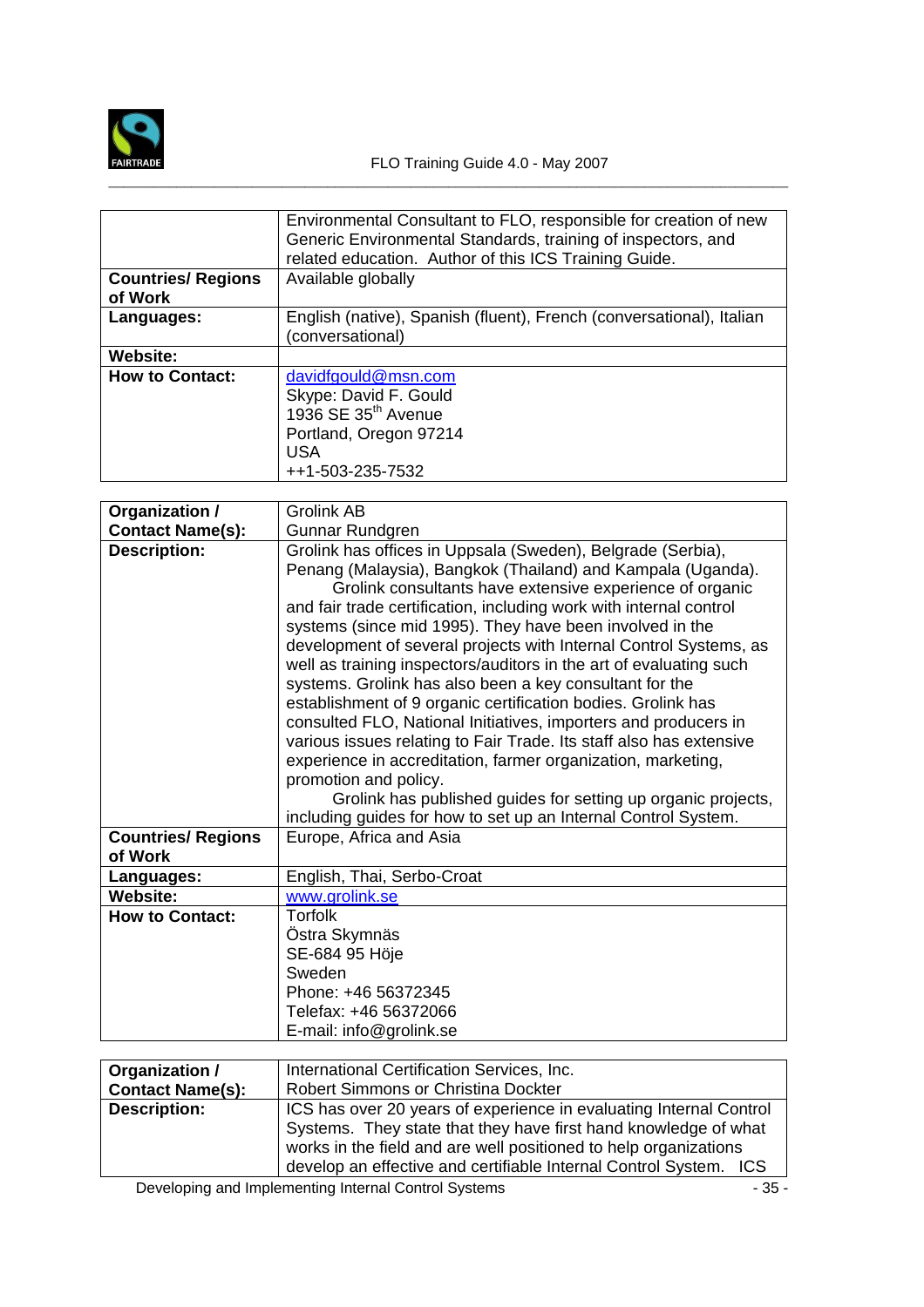| | |
|---|---|
| | Environmental Consultant to FLO, responsible for creation of new Generic Environmental Standards, training of inspectors, and related education. Author of this ICS Training Guide. |
| **Countries/ Regions of Work** | Available globally |
| **Languages:** | English (native), Spanish (fluent), French (conversational), Italian (conversational) |
| **Website:** | |
| **How to Contact:** | davidfgould@msn.com<br>Skype: David F. Gould<br>1936 SE 35th Avenue<br>Portland, Oregon 97214<br>USA<br>++1-503-235-7532 |

| | |
|---|---|
| **Organization / Contact Name(s):** | Grolink AB<br>Gunnar Rundgren |
| **Description:** | Grolink has offices in Uppsala (Sweden), Belgrade (Serbia), Penang (Malaysia), Bangkok (Thailand) and Kampala (Uganda). Grolink consultants have extensive experience of organic and fair trade certification, including work with internal control systems (since mid 1995). They have been involved in the development of several projects with Internal Control Systems, as well as training inspectors/auditors in the art of evaluating such systems. Grolink has also been a key consultant for the establishment of 9 organic certification bodies. Grolink has consulted FLO, National Initiatives, importers and producers in various issues relating to Fair Trade. Its staff also has extensive experience in accreditation, farmer organization, marketing, promotion and policy.<br>Grolink has published guides for setting up organic projects, including guides for how to set up an Internal Control System. |
| **Countries/ Regions of Work** | Europe, Africa and Asia |
| **Languages:** | English, Thai, Serbo-Croat |
| **Website:** | www.grolink.se |
| **How to Contact:** | Torfolk<br>Östra Skymnäs<br>SE-684 95 Höje<br>Sweden<br>Phone: +46 56372345<br>Telefax: +46 56372066<br>E-mail: info@grolink.se |

| | |
|---|---|
| **Organization / Contact Name(s):** | International Certification Services, Inc.<br>Robert Simmons or Christina Dockter |
| **Description:** | ICS has over 20 years of experience in evaluating Internal Control Systems. They state that they have first hand knowledge of what works in the field and are well positioned to help organizations develop an effective and certifiable Internal Control System. ICS |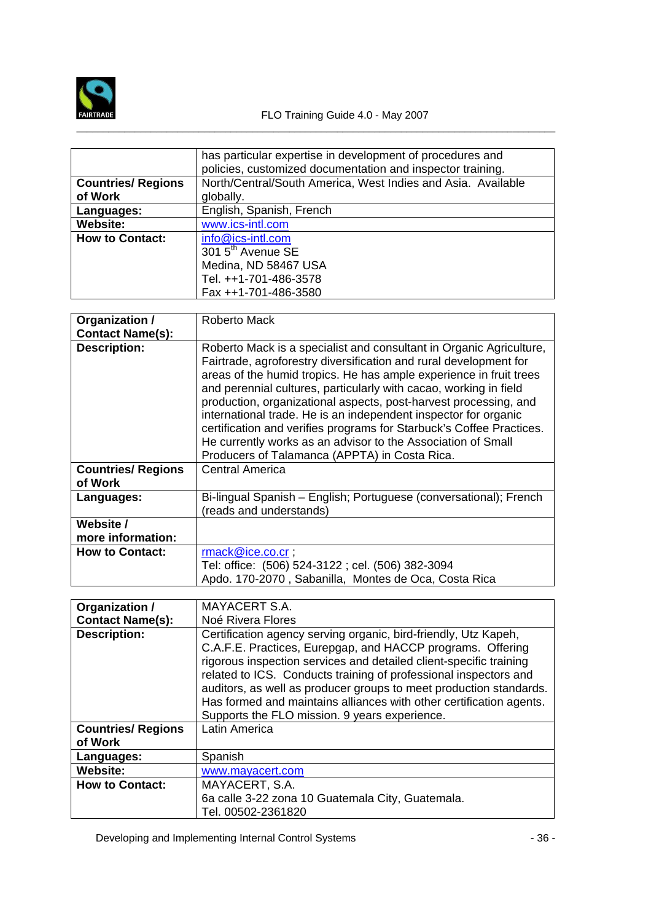|  | has particular expertise in development of procedures and policies, customized documentation and inspector training. |
|---|---|
| **Countries/ Regions of Work** | North/Central/South America, West Indies and Asia.  Available globally. |
| **Languages:** | English, Spanish, French |
| **Website:** | www.ics-intl.com |
| **How to Contact:** | info@ics-intl.com<br>301 5th Avenue SE<br>Medina, ND 58467 USA<br>Tel. ++1-701-486-3578<br>Fax ++1-701-486-3580 |

| **Organization / Contact Name(s):** | Roberto Mack |
|---|---|
| **Description:** | Roberto Mack is a specialist and consultant in Organic Agriculture, Fairtrade, agroforestry diversification and rural development for areas of the humid tropics. He has ample experience in fruit trees and perennial cultures, particularly with cacao, working in field production, organizational aspects, post-harvest processing, and international trade. He is an independent inspector for organic certification and verifies programs for Starbuck's Coffee Practices. He currently works as an advisor to the Association of Small Producers of Talamanca (APPTA) in Costa Rica. |
| **Countries/ Regions of Work** | Central America |
| **Languages:** | Bi-lingual Spanish – English; Portuguese (conversational); French (reads and understands) |
| **Website / more information:** |  |
| **How to Contact:** | rmack@ice.co.cr ;<br>Tel: office:  (506) 524-3122 ; cel. (506) 382-3094<br>Apdo. 170-2070 , Sabanilla,  Montes de Oca, Costa Rica |

| **Organization / Contact Name(s):** | MAYACERT S.A.<br>Noé Rivera Flores |
|---|---|
| **Description:** | Certification agency serving organic, bird-friendly, Utz Kapeh, C.A.F.E. Practices, Eurepgap, and HACCP programs.  Offering rigorous inspection services and detailed client-specific training related to ICS.  Conducts training of professional inspectors and auditors, as well as producer groups to meet production standards. Has formed and maintains alliances with other certification agents. Supports the FLO mission. 9 years experience. |
| **Countries/ Regions of Work** | Latin America |
| **Languages:** | Spanish |
| **Website:** | www.mayacert.com |
| **How to Contact:** | MAYACERT, S.A.<br>6a calle 3-22 zona 10 Guatemala City, Guatemala.<br>Tel. 00502-2361820 |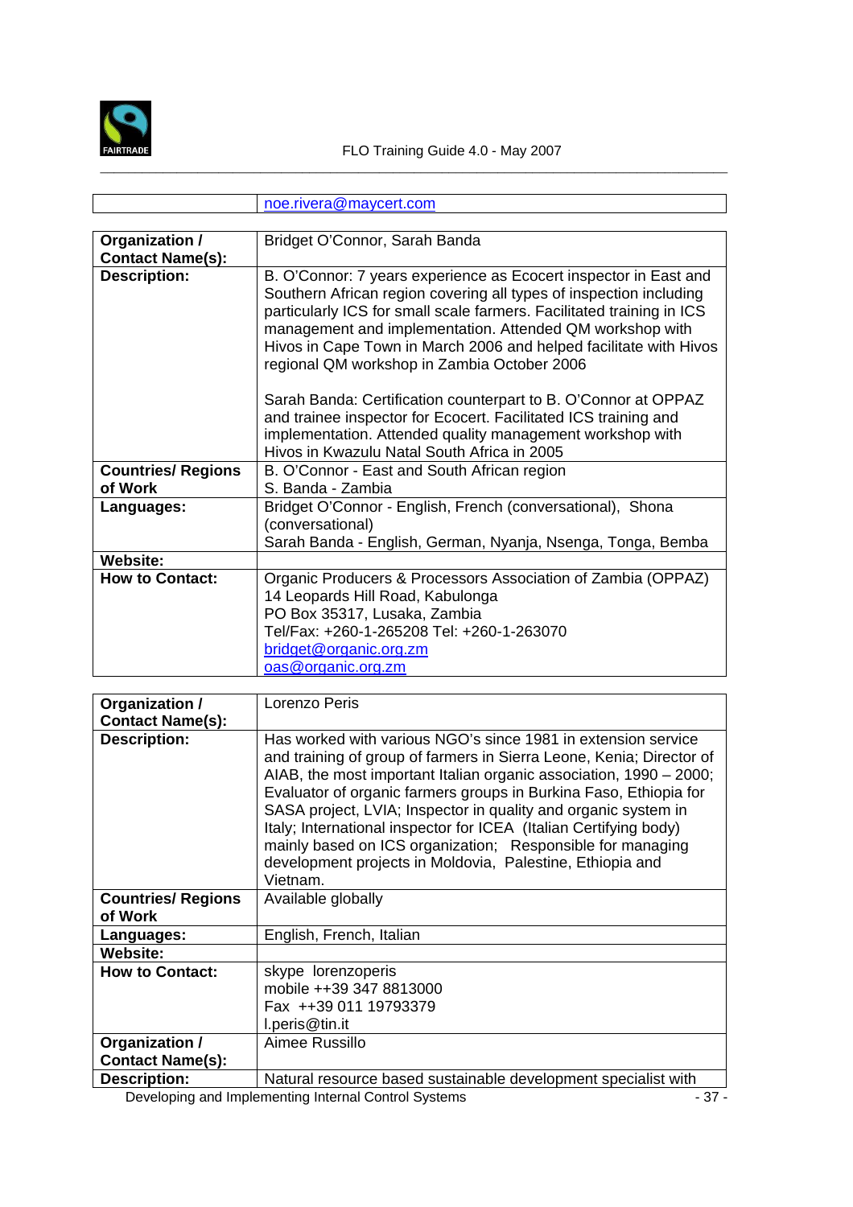|  | noe.rivera@maycert.com |
|---|---|

| Organization / Contact Name(s): | Bridget O'Connor, Sarah Banda |
|---|---|
| Description: | B. O'Connor: 7 years experience as Ecocert inspector in East and Southern African region covering all types of inspection including particularly ICS for small scale farmers. Facilitated training in ICS management and implementation. Attended QM workshop with Hivos in Cape Town in March 2006 and helped facilitate with Hivos regional QM workshop in Zambia October 2006<br><br>Sarah Banda: Certification counterpart to B. O'Connor at OPPAZ and trainee inspector for Ecocert. Facilitated ICS training and implementation. Attended quality management workshop with Hivos in Kwazulu Natal South Africa in 2005 |
| Countries/ Regions of Work | B. O'Connor - East and South African region<br>S. Banda - Zambia |
| Languages: | Bridget O'Connor - English, French (conversational), Shona (conversational)<br>Sarah Banda - English, German, Nyanja, Nsenga, Tonga, Bemba |
| Website: |  |
| How to Contact: | Organic Producers & Processors Association of Zambia (OPPAZ)<br>14 Leopards Hill Road, Kabulonga<br>PO Box 35317, Lusaka, Zambia<br>Tel/Fax: +260-1-265208 Tel: +260-1-263070<br>bridget@organic.org.zm<br>oas@organic.org.zm |

| Organization / Contact Name(s): | Lorenzo Peris |
|---|---|
| Description: | Has worked with various NGO's since 1981 in extension service and training of group of farmers in Sierra Leone, Kenia; Director of AIAB, the most important Italian organic association, 1990 – 2000; Evaluator of organic farmers groups in Burkina Faso, Ethiopia for SASA project, LVIA; Inspector in quality and organic system in Italy; International inspector for ICEA (Italian Certifying body) mainly based on ICS organization; Responsible for managing development projects in Moldovia, Palestine, Ethiopia and Vietnam. |
| Countries/ Regions of Work | Available globally |
| Languages: | English, French, Italian |
| Website: |  |
| How to Contact: | skype lorenzoperis<br>mobile ++39 347 8813000<br>Fax ++39 011 19793379<br>l.peris@tin.it |
| Organization / Contact Name(s): | Aimee Russillo |
| Description: | Natural resource based sustainable development specialist with |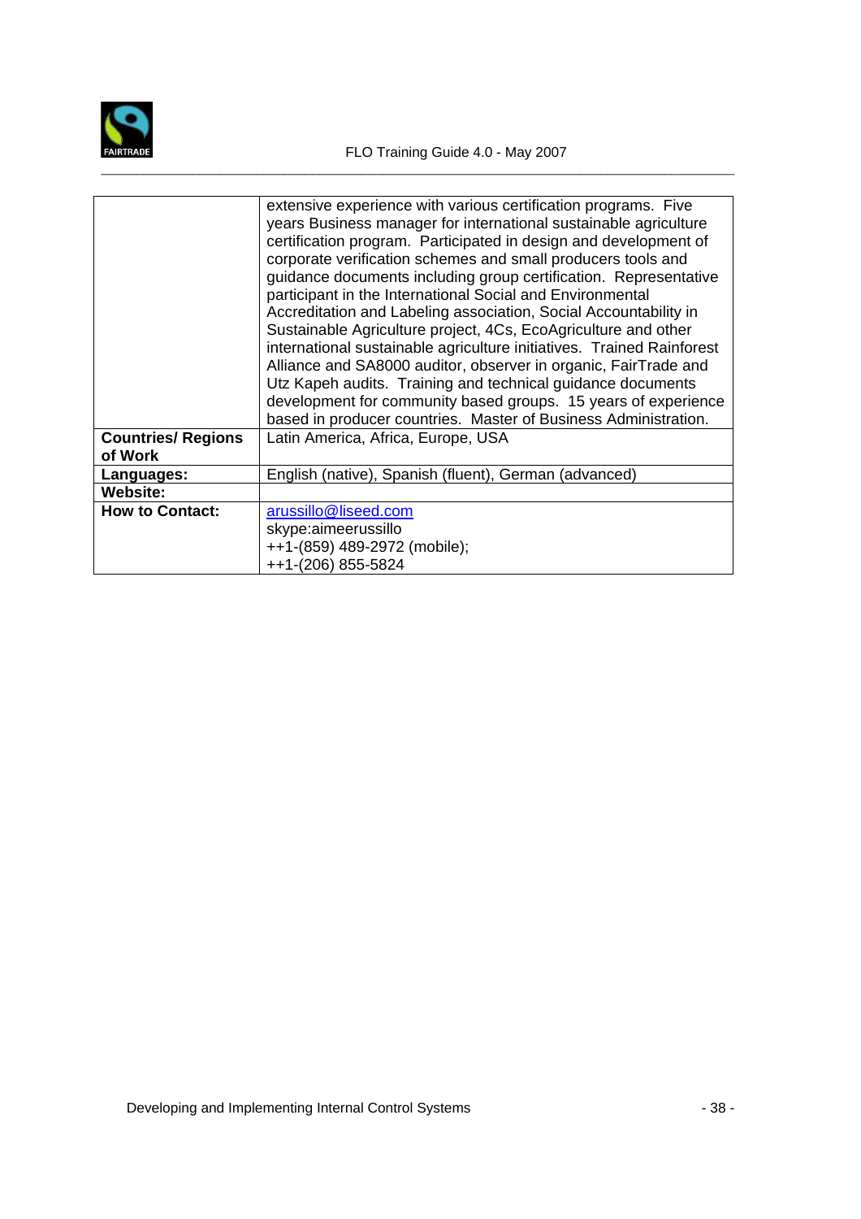| | |
|---|---|
| | extensive experience with various certification programs. Five years Business manager for international sustainable agriculture certification program. Participated in design and development of corporate verification schemes and small producers tools and guidance documents including group certification. Representative participant in the International Social and Environmental Accreditation and Labeling association, Social Accountability in Sustainable Agriculture project, 4Cs, EcoAgriculture and other international sustainable agriculture initiatives. Trained Rainforest Alliance and SA8000 auditor, observer in organic, FairTrade and Utz Kapeh audits. Training and technical guidance documents development for community based groups. 15 years of experience based in producer countries. Master of Business Administration. |
| **Countries/ Regions of Work** | Latin America, Africa, Europe, USA |
| **Languages:** | English (native), Spanish (fluent), German (advanced) |
| **Website:** | |
| **How to Contact:** | arussillo@liseed.com<br>skype:aimeerussillo<br>++1-(859) 489-2972 (mobile);<br>++1-(206) 855-5824 |